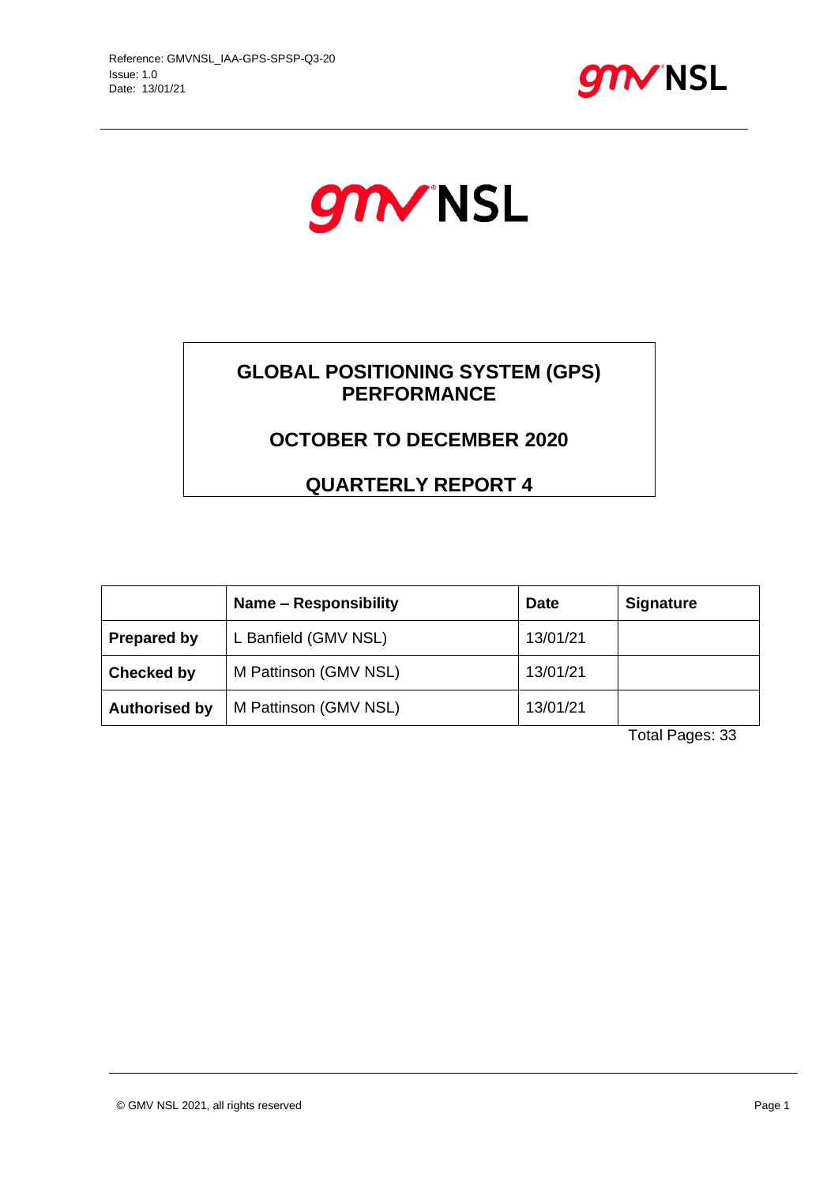Reference: GMVNSL_IAA-GPS-SPSP-Q3-20
Issue: 1.0
Date: 13/01/21

# GLOBAL POSITIONING SYSTEM (GPS) PERFORMANCE

## OCTOBER TO DECEMBER 2020

## QUARTERLY REPORT 4

| | Name – Responsibility | Date | Signature |
|---|---|---|---|
| **Prepared by** | L Banfield (GMV NSL) | 13/01/21 | |
| **Checked by** | M Pattinson (GMV NSL) | 13/01/21 | |
| **Authorised by** | M Pattinson (GMV NSL) | 13/01/21 | |

Total Pages: 33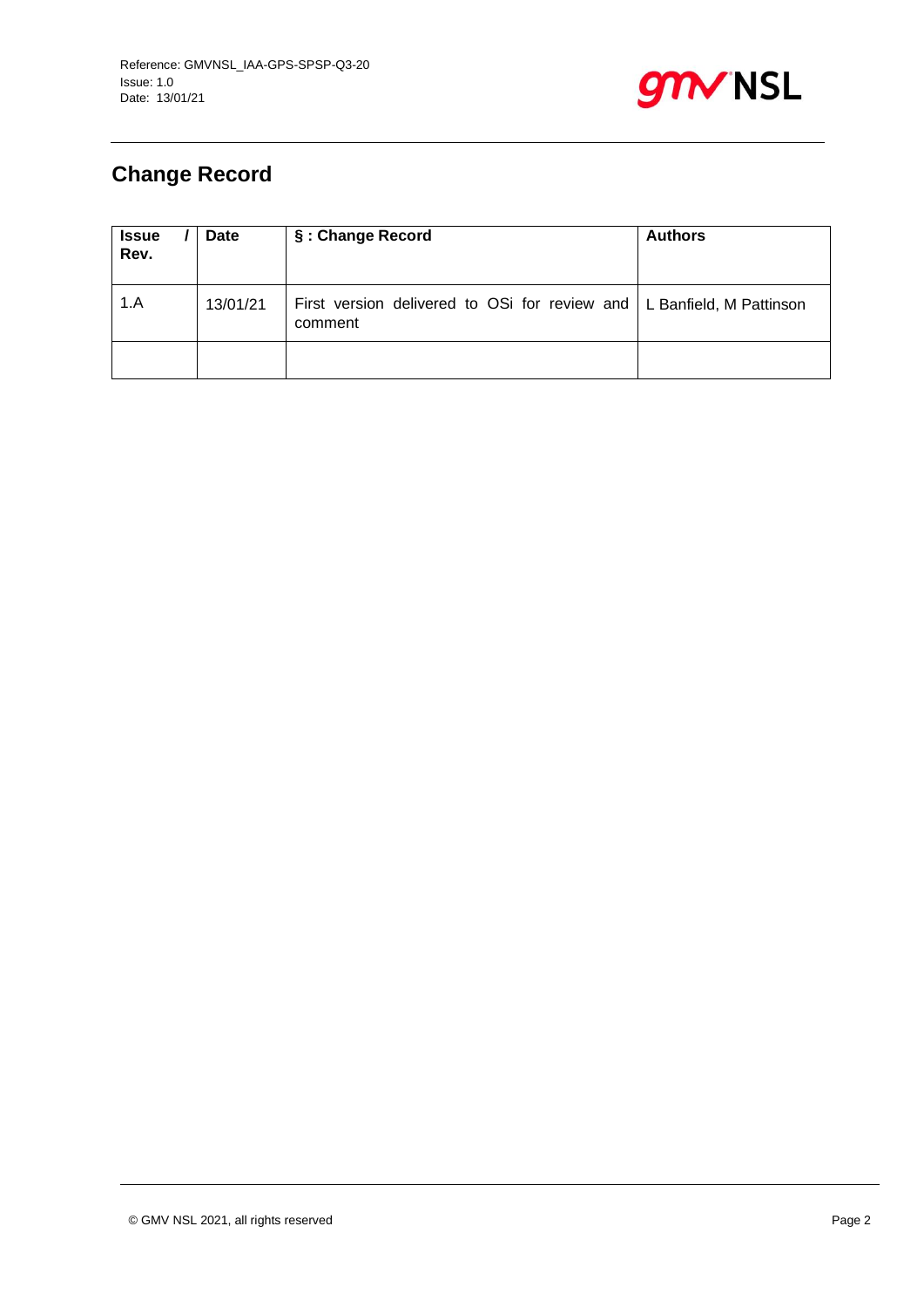## Change Record

| Issue / Rev. | Date | § : Change Record | Authors |
|---|---|---|---|
| 1.A | 13/01/21 | First version delivered to OSi for review and comment | L Banfield, M Pattinson |
| | | | |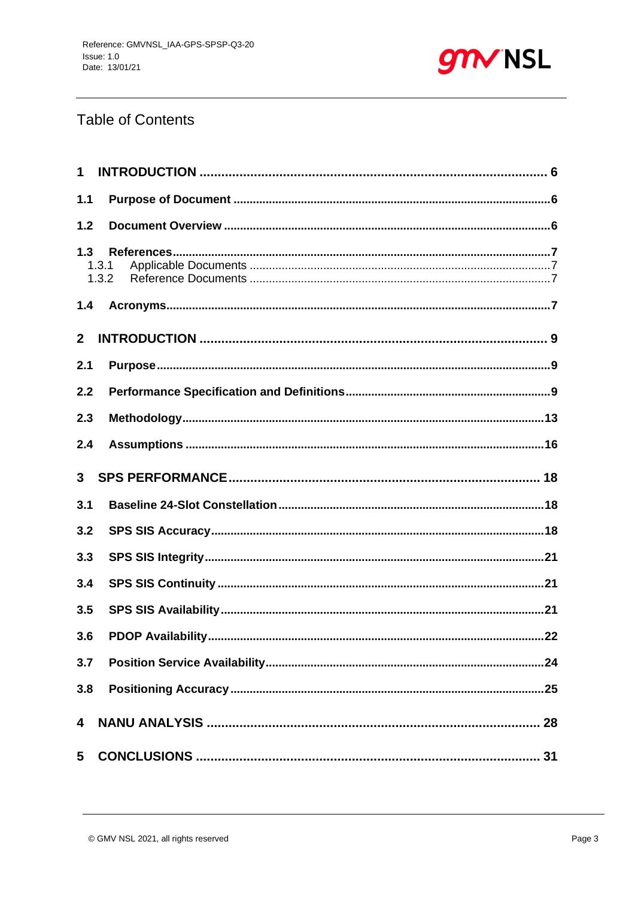# Table of Contents

**1 INTRODUCTION** ..... 6

**1.1 Purpose of Document** ..... 6

**1.2 Document Overview** ..... 6

**1.3 References** ..... 7

- 1.3.1 Applicable Documents ..... 7
- 1.3.2 Reference Documents ..... 7

**1.4 Acronyms** ..... 7

**2 INTRODUCTION** ..... 9

**2.1 Purpose** ..... 9

**2.2 Performance Specification and Definitions** ..... 9

**2.3 Methodology** ..... 13

**2.4 Assumptions** ..... 16

**3 SPS PERFORMANCE** ..... 18

**3.1 Baseline 24-Slot Constellation** ..... 18

**3.2 SPS SIS Accuracy** ..... 18

**3.3 SPS SIS Integrity** ..... 21

**3.4 SPS SIS Continuity** ..... 21

**3.5 SPS SIS Availability** ..... 21

**3.6 PDOP Availability** ..... 22

**3.7 Position Service Availability** ..... 24

**3.8 Positioning Accuracy** ..... 25

**4 NANU ANALYSIS** ..... 28

**5 CONCLUSIONS** ..... 31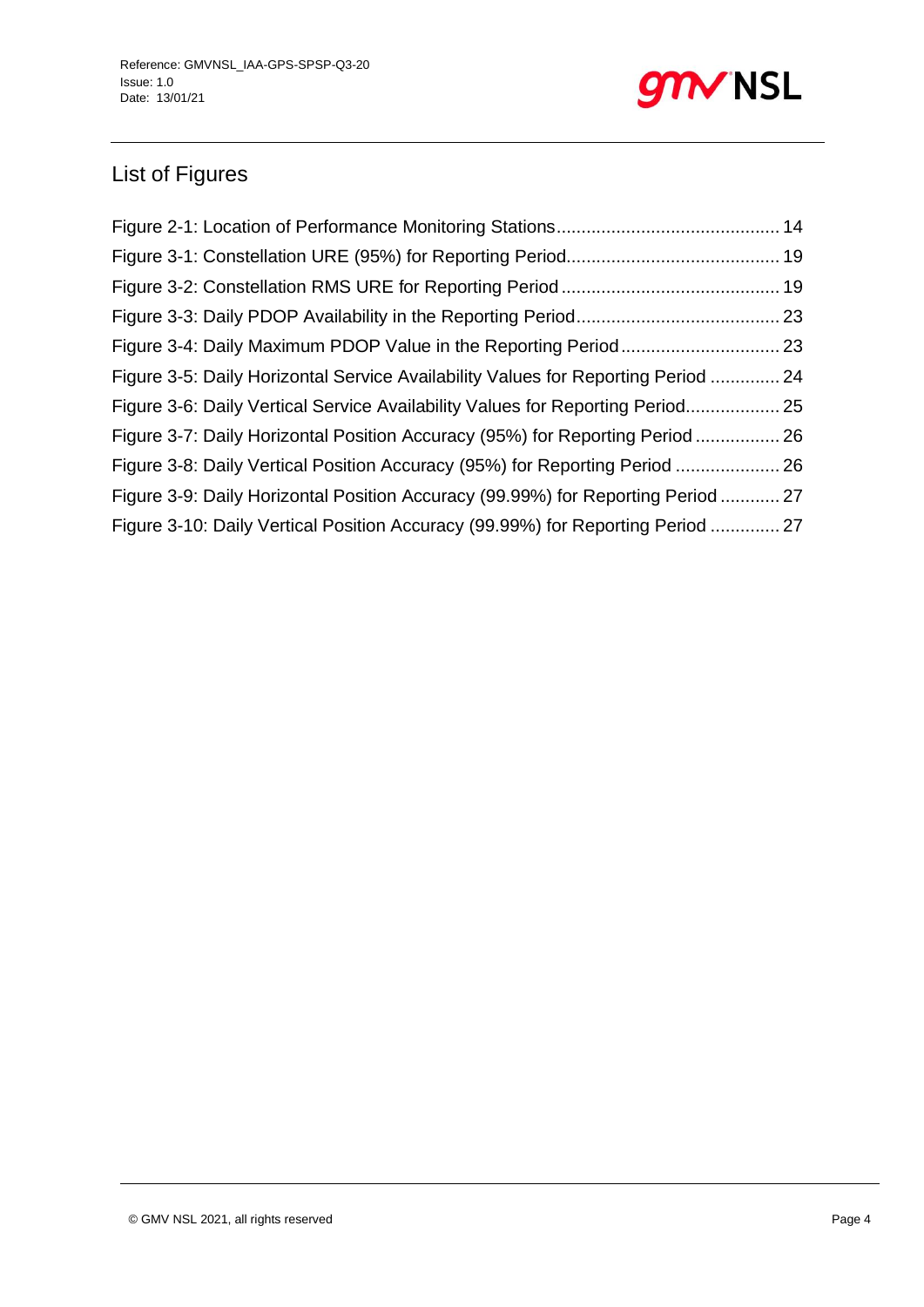## List of Figures

Figure 2-1: Location of Performance Monitoring Stations ... 14
Figure 3-1: Constellation URE (95%) for Reporting Period ... 19
Figure 3-2: Constellation RMS URE for Reporting Period ... 19
Figure 3-3: Daily PDOP Availability in the Reporting Period ... 23
Figure 3-4: Daily Maximum PDOP Value in the Reporting Period ... 23
Figure 3-5: Daily Horizontal Service Availability Values for Reporting Period ... 24
Figure 3-6: Daily Vertical Service Availability Values for Reporting Period ... 25
Figure 3-7: Daily Horizontal Position Accuracy (95%) for Reporting Period ... 26
Figure 3-8: Daily Vertical Position Accuracy (95%) for Reporting Period ... 26
Figure 3-9: Daily Horizontal Position Accuracy (99.99%) for Reporting Period ... 27
Figure 3-10: Daily Vertical Position Accuracy (99.99%) for Reporting Period ... 27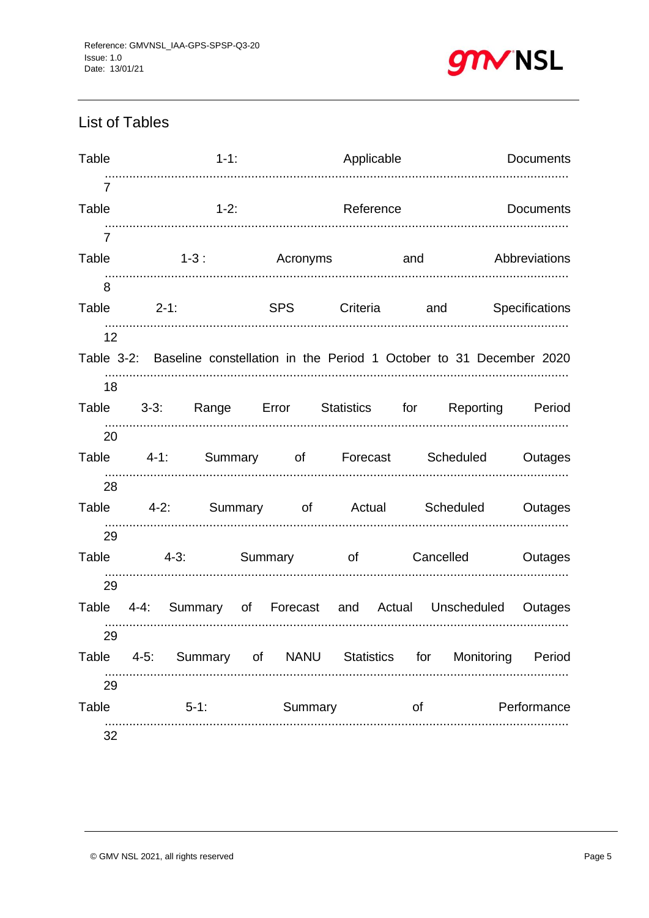## List of Tables

Table 1-1: Applicable Documents ........................................................................................................ 7

Table 1-2: Reference Documents ........................................................................................................ 7

Table 1-3 : Acronyms and Abbreviations ........................................................................................................ 8

Table 2-1: SPS Criteria and Specifications ........................................................................................................ 12

Table 3-2: Baseline constellation in the Period 1 October to 31 December 2020 ........................................................................................................ 18

Table 3-3: Range Error Statistics for Reporting Period ........................................................................................................ 20

Table 4-1: Summary of Forecast Scheduled Outages ........................................................................................................ 28

Table 4-2: Summary of Actual Scheduled Outages ........................................................................................................ 29

Table 4-3: Summary of Cancelled Outages ........................................................................................................ 29

Table 4-4: Summary of Forecast and Actual Unscheduled Outages ........................................................................................................ 29

Table 4-5: Summary of NANU Statistics for Monitoring Period ........................................................................................................ 29

Table 5-1: Summary of Performance ........................................................................................................ 32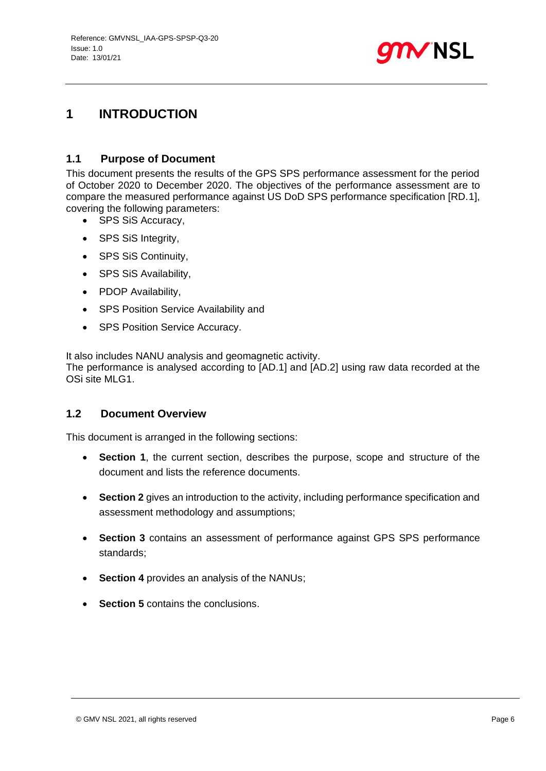# 1 INTRODUCTION

## 1.1 Purpose of Document

This document presents the results of the GPS SPS performance assessment for the period of October 2020 to December 2020. The objectives of the performance assessment are to compare the measured performance against US DoD SPS performance specification [RD.1], covering the following parameters:

- SPS SiS Accuracy,
- SPS SiS Integrity,
- SPS SiS Continuity,
- SPS SiS Availability,
- PDOP Availability,
- SPS Position Service Availability and
- SPS Position Service Accuracy.

It also includes NANU analysis and geomagnetic activity.
The performance is analysed according to [AD.1] and [AD.2] using raw data recorded at the OSi site MLG1.

## 1.2 Document Overview

This document is arranged in the following sections:

- **Section 1**, the current section, describes the purpose, scope and structure of the document and lists the reference documents.
- **Section 2** gives an introduction to the activity, including performance specification and assessment methodology and assumptions;
- **Section 3** contains an assessment of performance against GPS SPS performance standards;
- **Section 4** provides an analysis of the NANUs;
- **Section 5** contains the conclusions.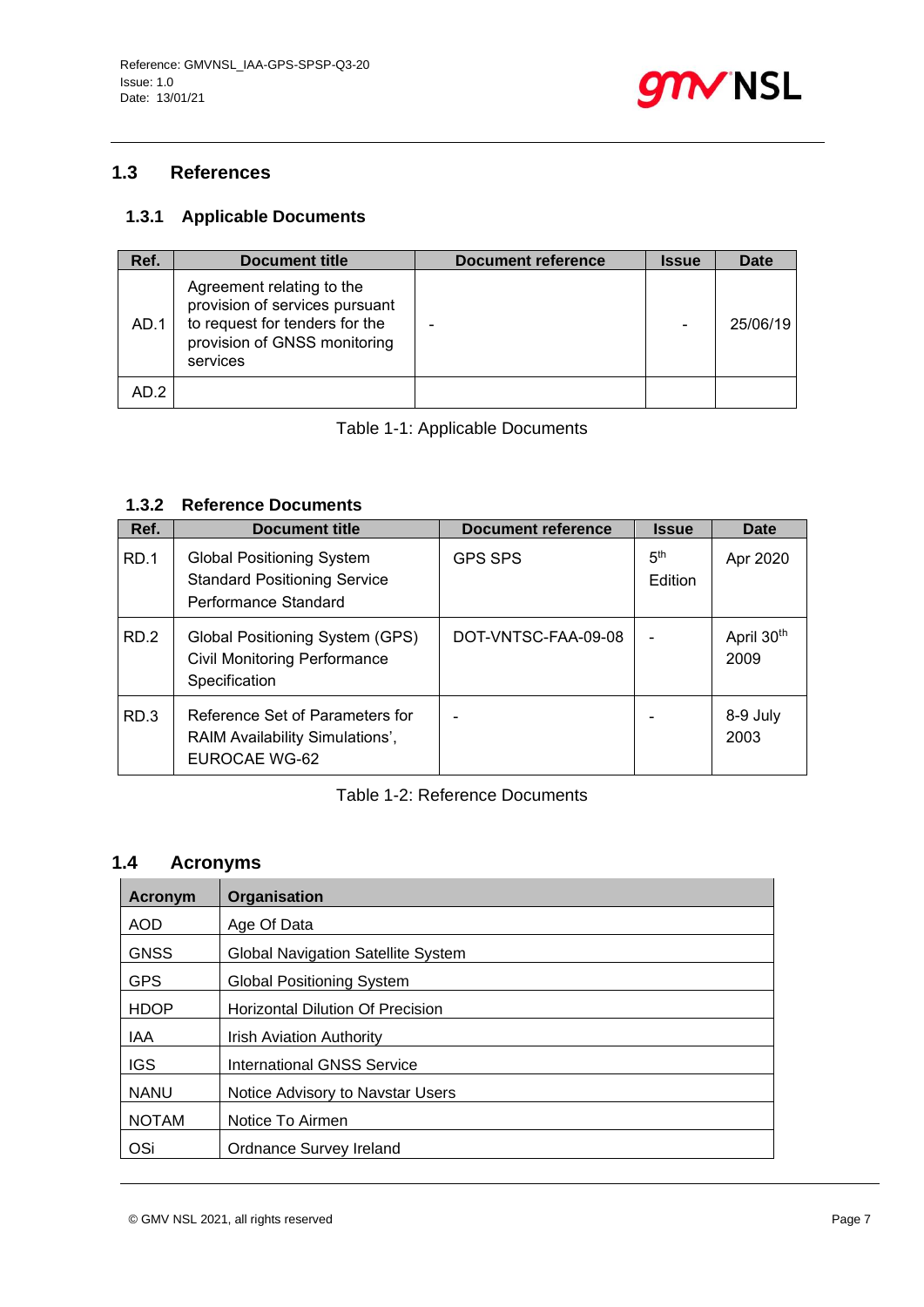## 1.3 References

### 1.3.1 Applicable Documents

| Ref. | Document title | Document reference | Issue | Date |
|---|---|---|---|---|
| AD.1 | Agreement relating to the provision of services pursuant to request for tenders for the provision of GNSS monitoring services | - | - | 25/06/19 |
| AD.2 | | | | |

Table 1-1: Applicable Documents

### 1.3.2 Reference Documents

| Ref. | Document title | Document reference | Issue | Date |
|---|---|---|---|---|
| RD.1 | Global Positioning System Standard Positioning Service Performance Standard | GPS SPS | 5th Edition | Apr 2020 |
| RD.2 | Global Positioning System (GPS) Civil Monitoring Performance Specification | DOT-VNTSC-FAA-09-08 | - | April 30th 2009 |
| RD.3 | Reference Set of Parameters for RAIM Availability Simulations', EUROCAE WG-62 | - | - | 8-9 July 2003 |

Table 1-2: Reference Documents

## 1.4 Acronyms

| Acronym | Organisation |
|---|---|
| AOD | Age Of Data |
| GNSS | Global Navigation Satellite System |
| GPS | Global Positioning System |
| HDOP | Horizontal Dilution Of Precision |
| IAA | Irish Aviation Authority |
| IGS | International GNSS Service |
| NANU | Notice Advisory to Navstar Users |
| NOTAM | Notice To Airmen |
| OSi | Ordnance Survey Ireland |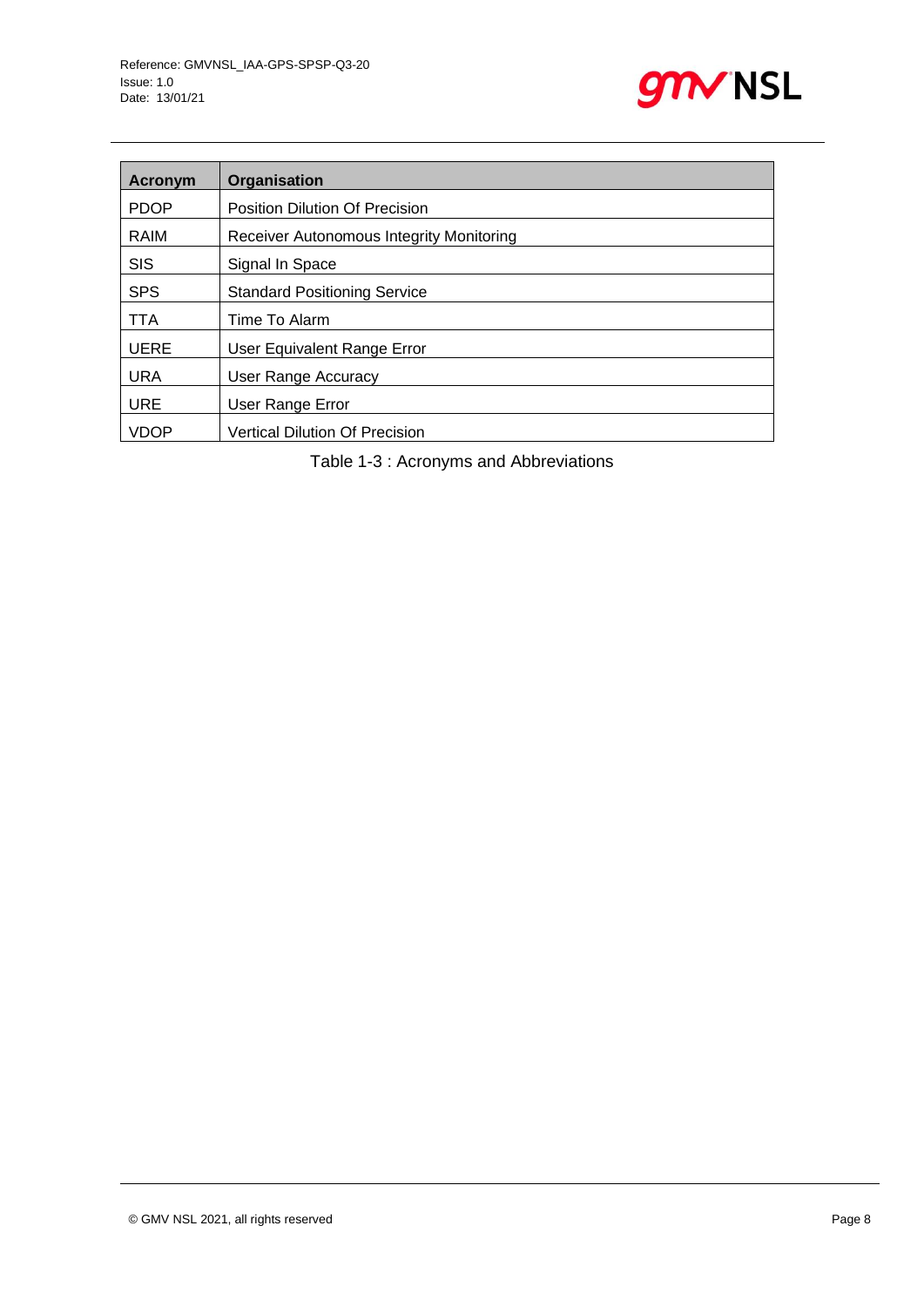| Acronym | Organisation |
|---|---|
| PDOP | Position Dilution Of Precision |
| RAIM | Receiver Autonomous Integrity Monitoring |
| SIS | Signal In Space |
| SPS | Standard Positioning Service |
| TTA | Time To Alarm |
| UERE | User Equivalent Range Error |
| URA | User Range Accuracy |
| URE | User Range Error |
| VDOP | Vertical Dilution Of Precision |

Table 1-3 : Acronyms and Abbreviations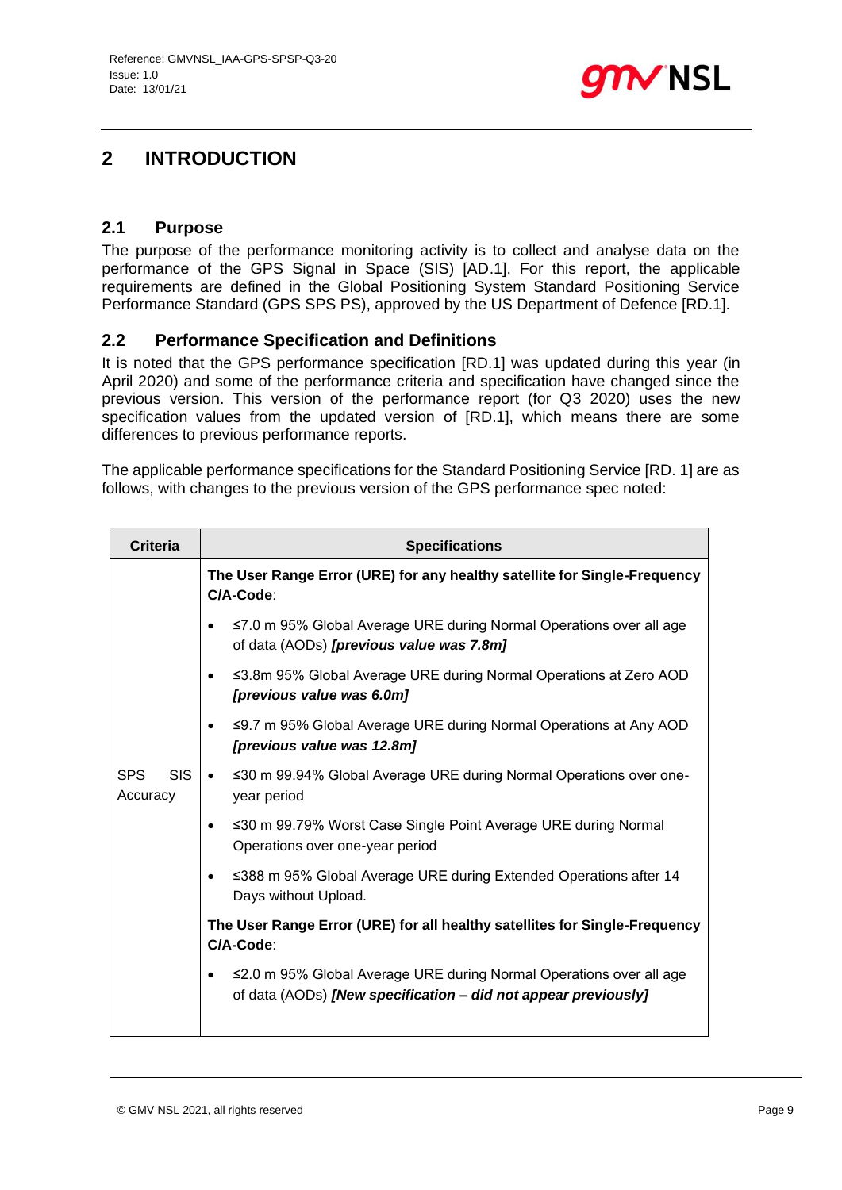# 2 INTRODUCTION

## 2.1 Purpose

The purpose of the performance monitoring activity is to collect and analyse data on the performance of the GPS Signal in Space (SIS) [AD.1]. For this report, the applicable requirements are defined in the Global Positioning System Standard Positioning Service Performance Standard (GPS SPS PS), approved by the US Department of Defence [RD.1].

## 2.2 Performance Specification and Definitions

It is noted that the GPS performance specification [RD.1] was updated during this year (in April 2020) and some of the performance criteria and specification have changed since the previous version. This version of the performance report (for Q3 2020) uses the new specification values from the updated version of [RD.1], which means there are some differences to previous performance reports.

The applicable performance specifications for the Standard Positioning Service [RD. 1] are as follows, with changes to the previous version of the GPS performance spec noted:

| Criteria | Specifications |
|---|---|
| SPS SIS Accuracy | **The User Range Error (URE) for any healthy satellite for Single-Frequency C/A-Code**:<br>• ≤7.0 m 95% Global Average URE during Normal Operations over all age of data (AODs) ***[previous value was 7.8m]***<br>• ≤3.8m 95% Global Average URE during Normal Operations at Zero AOD ***[previous value was 6.0m]***<br>• ≤9.7 m 95% Global Average URE during Normal Operations at Any AOD ***[previous value was 12.8m]***<br>• ≤30 m 99.94% Global Average URE during Normal Operations over one-year period<br>• ≤30 m 99.79% Worst Case Single Point Average URE during Normal Operations over one-year period<br>• ≤388 m 95% Global Average URE during Extended Operations after 14 Days without Upload.<br>**The User Range Error (URE) for all healthy satellites for Single-Frequency C/A-Code**:<br>• ≤2.0 m 95% Global Average URE during Normal Operations over all age of data (AODs) ***[New specification – did not appear previously]*** |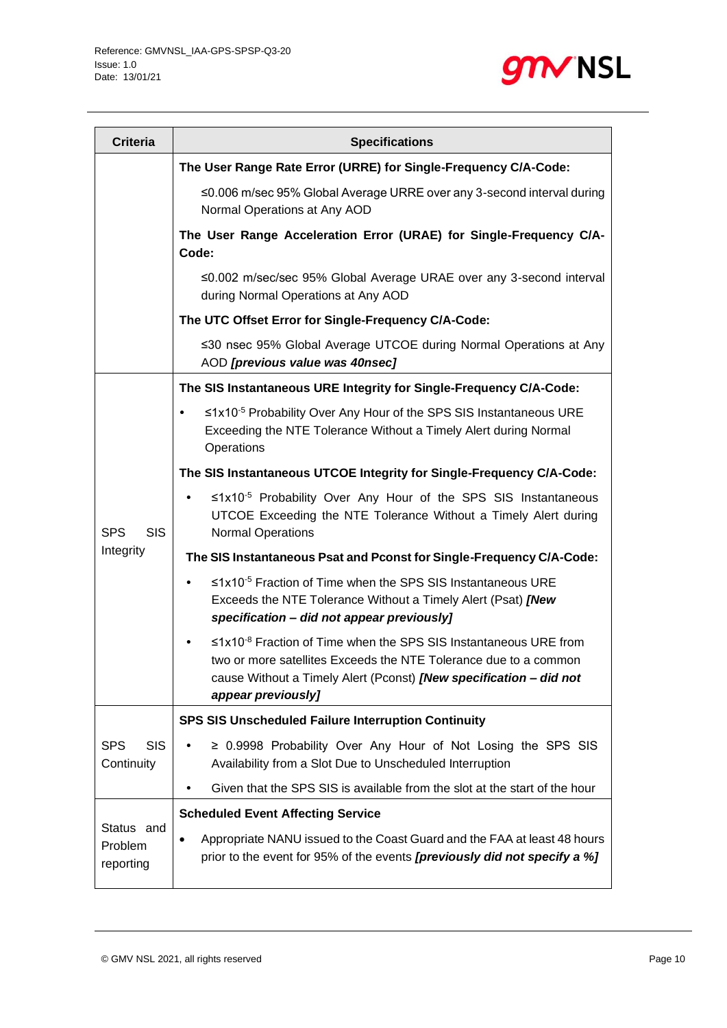| Criteria | Specifications |
|---|---|
| | **The User Range Rate Error (URRE) for Single-Frequency C/A-Code:** |
| | ≤0.006 m/sec 95% Global Average URRE over any 3-second interval during Normal Operations at Any AOD |
| | **The User Range Acceleration Error (URAE) for Single-Frequency C/A-Code:** |
| | ≤0.002 m/sec/sec 95% Global Average URAE over any 3-second interval during Normal Operations at Any AOD |
| | **The UTC Offset Error for Single-Frequency C/A-Code:** |
| | ≤30 nsec 95% Global Average UTCOE during Normal Operations at Any AOD ***[previous value was 40nsec]*** |
| SPS SIS Integrity | **The SIS Instantaneous URE Integrity for Single-Frequency C/A-Code:** |
| | • $\leq 1\times10^{-5}$ Probability Over Any Hour of the SPS SIS Instantaneous URE Exceeding the NTE Tolerance Without a Timely Alert during Normal Operations |
| | **The SIS Instantaneous UTCOE Integrity for Single-Frequency C/A-Code:** |
| | • $\leq 1\times10^{-5}$ Probability Over Any Hour of the SPS SIS Instantaneous UTCOE Exceeding the NTE Tolerance Without a Timely Alert during Normal Operations |
| | **The SIS Instantaneous Psat and Pconst for Single-Frequency C/A-Code:** |
| | • $\leq 1\times10^{-5}$ Fraction of Time when the SPS SIS Instantaneous URE Exceeds the NTE Tolerance Without a Timely Alert (Psat) ***[New specification – did not appear previously]*** |
| | • $\leq 1\times10^{-8}$ Fraction of Time when the SPS SIS Instantaneous URE from two or more satellites Exceeds the NTE Tolerance due to a common cause Without a Timely Alert (Pconst) ***[New specification – did not appear previously]*** |
| SPS SIS Continuity | **SPS SIS Unscheduled Failure Interruption Continuity** |
| | • ≥ 0.9998 Probability Over Any Hour of Not Losing the SPS SIS Availability from a Slot Due to Unscheduled Interruption |
| | • Given that the SPS SIS is available from the slot at the start of the hour |
| Status and Problem reporting | **Scheduled Event Affecting Service** |
| | • Appropriate NANU issued to the Coast Guard and the FAA at least 48 hours prior to the event for 95% of the events ***[previously did not specify a %]*** |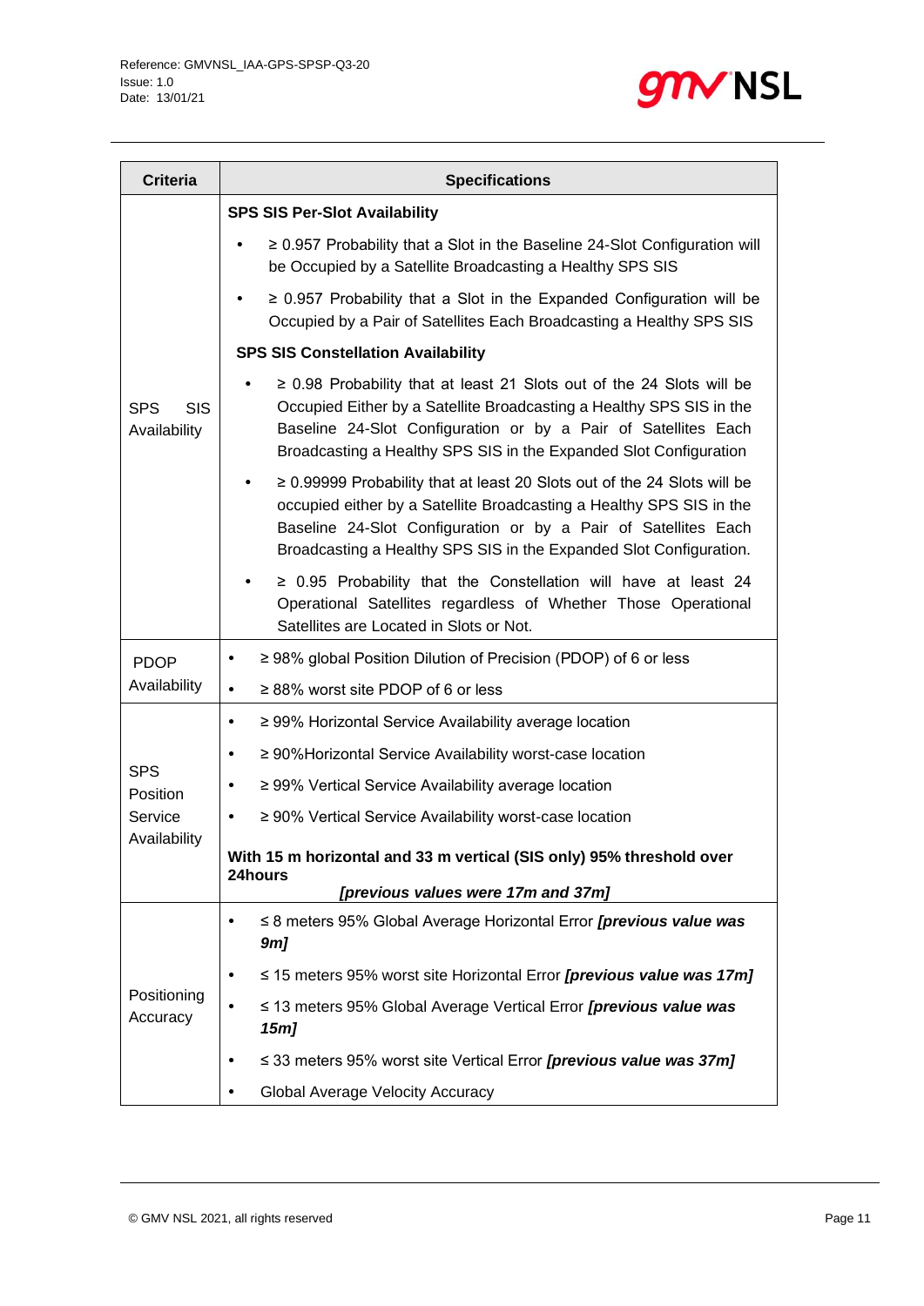| Criteria | Specifications |
|---|---|
| SPS SIS Availability | **SPS SIS Per-Slot Availability**<br>• ≥ 0.957 Probability that a Slot in the Baseline 24-Slot Configuration will be Occupied by a Satellite Broadcasting a Healthy SPS SIS<br>• ≥ 0.957 Probability that a Slot in the Expanded Configuration will be Occupied by a Pair of Satellites Each Broadcasting a Healthy SPS SIS<br>**SPS SIS Constellation Availability**<br>• ≥ 0.98 Probability that at least 21 Slots out of the 24 Slots will be Occupied Either by a Satellite Broadcasting a Healthy SPS SIS in the Baseline 24-Slot Configuration or by a Pair of Satellites Each Broadcasting a Healthy SPS SIS in the Expanded Slot Configuration<br>• ≥ 0.99999 Probability that at least 20 Slots out of the 24 Slots will be occupied either by a Satellite Broadcasting a Healthy SPS SIS in the Baseline 24-Slot Configuration or by a Pair of Satellites Each Broadcasting a Healthy SPS SIS in the Expanded Slot Configuration.<br>• ≥ 0.95 Probability that the Constellation will have at least 24 Operational Satellites regardless of Whether Those Operational Satellites are Located in Slots or Not. |
| PDOP Availability | • ≥ 98% global Position Dilution of Precision (PDOP) of 6 or less<br>• ≥ 88% worst site PDOP of 6 or less |
| SPS Position Service Availability | • ≥ 99% Horizontal Service Availability average location<br>• ≥ 90%Horizontal Service Availability worst-case location<br>• ≥ 99% Vertical Service Availability average location<br>• ≥ 90% Vertical Service Availability worst-case location<br>**With 15 m horizontal and 33 m vertical (SIS only) 95% threshold over 24hours**<br>***[previous values were 17m and 37m]*** |
| Positioning Accuracy | • ≤ 8 meters 95% Global Average Horizontal Error ***[previous value was 9m]***<br>• ≤ 15 meters 95% worst site Horizontal Error ***[previous value was 17m]***<br>• ≤ 13 meters 95% Global Average Vertical Error ***[previous value was 15m]***<br>• ≤ 33 meters 95% worst site Vertical Error ***[previous value was 37m]***<br>• Global Average Velocity Accuracy |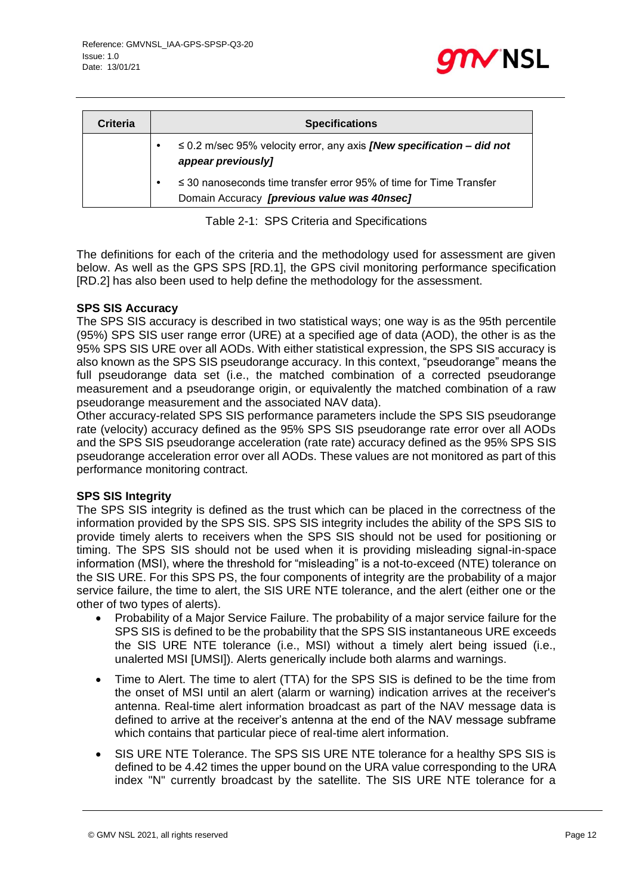| Criteria | Specifications |
| --- | --- |
| | • ≤ 0.2 m/sec 95% velocity error, any axis ***[New specification – did not appear previously]*** <br> • ≤ 30 nanoseconds time transfer error 95% of time for Time Transfer Domain Accuracy ***[previous value was 40nsec]*** |

Table 2-1: SPS Criteria and Specifications

The definitions for each of the criteria and the methodology used for assessment are given below. As well as the GPS SPS [RD.1], the GPS civil monitoring performance specification [RD.2] has also been used to help define the methodology for the assessment.

**SPS SIS Accuracy**

The SPS SIS accuracy is described in two statistical ways; one way is as the 95th percentile (95%) SPS SIS user range error (URE) at a specified age of data (AOD), the other is as the 95% SPS SIS URE over all AODs. With either statistical expression, the SPS SIS accuracy is also known as the SPS SIS pseudorange accuracy. In this context, "pseudorange" means the full pseudorange data set (i.e., the matched combination of a corrected pseudorange measurement and a pseudorange origin, or equivalently the matched combination of a raw pseudorange measurement and the associated NAV data).

Other accuracy-related SPS SIS performance parameters include the SPS SIS pseudorange rate (velocity) accuracy defined as the 95% SPS SIS pseudorange rate error over all AODs and the SPS SIS pseudorange acceleration (rate rate) accuracy defined as the 95% SPS SIS pseudorange acceleration error over all AODs. These values are not monitored as part of this performance monitoring contract.

**SPS SIS Integrity**

The SPS SIS integrity is defined as the trust which can be placed in the correctness of the information provided by the SPS SIS. SPS SIS integrity includes the ability of the SPS SIS to provide timely alerts to receivers when the SPS SIS should not be used for positioning or timing. The SPS SIS should not be used when it is providing misleading signal-in-space information (MSI), where the threshold for "misleading" is a not-to-exceed (NTE) tolerance on the SIS URE. For this SPS PS, the four components of integrity are the probability of a major service failure, the time to alert, the SIS URE NTE tolerance, and the alert (either one or the other of two types of alerts).

- Probability of a Major Service Failure. The probability of a major service failure for the SPS SIS is defined to be the probability that the SPS SIS instantaneous URE exceeds the SIS URE NTE tolerance (i.e., MSI) without a timely alert being issued (i.e., unalerted MSI [UMSI]). Alerts generically include both alarms and warnings.
- Time to Alert. The time to alert (TTA) for the SPS SIS is defined to be the time from the onset of MSI until an alert (alarm or warning) indication arrives at the receiver's antenna. Real-time alert information broadcast as part of the NAV message data is defined to arrive at the receiver's antenna at the end of the NAV message subframe which contains that particular piece of real-time alert information.
- SIS URE NTE Tolerance. The SPS SIS URE NTE tolerance for a healthy SPS SIS is defined to be 4.42 times the upper bound on the URA value corresponding to the URA index "N" currently broadcast by the satellite. The SIS URE NTE tolerance for a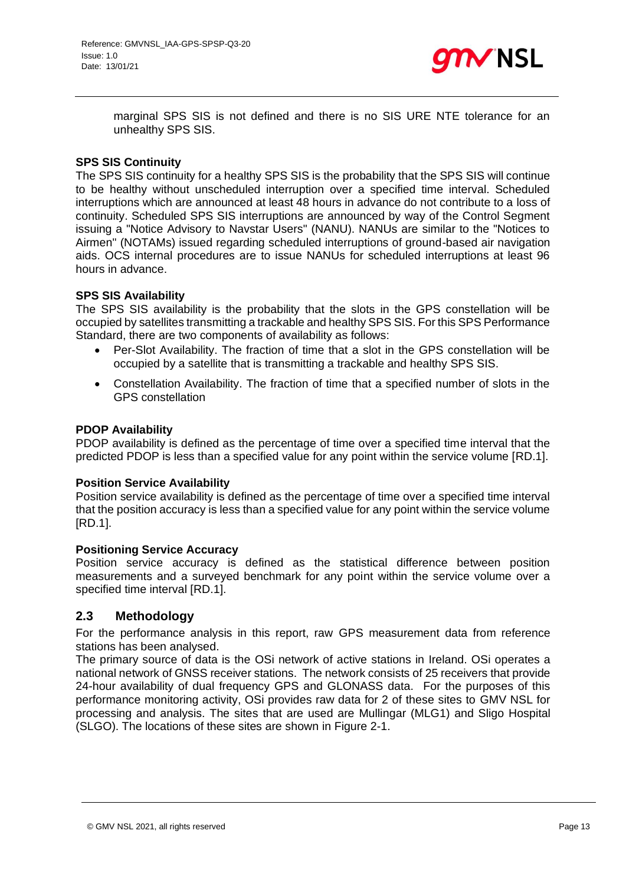marginal SPS SIS is not defined and there is no SIS URE NTE tolerance for an unhealthy SPS SIS.

**SPS SIS Continuity**

The SPS SIS continuity for a healthy SPS SIS is the probability that the SPS SIS will continue to be healthy without unscheduled interruption over a specified time interval. Scheduled interruptions which are announced at least 48 hours in advance do not contribute to a loss of continuity. Scheduled SPS SIS interruptions are announced by way of the Control Segment issuing a "Notice Advisory to Navstar Users" (NANU). NANUs are similar to the "Notices to Airmen" (NOTAMs) issued regarding scheduled interruptions of ground-based air navigation aids. OCS internal procedures are to issue NANUs for scheduled interruptions at least 96 hours in advance.

**SPS SIS Availability**

The SPS SIS availability is the probability that the slots in the GPS constellation will be occupied by satellites transmitting a trackable and healthy SPS SIS. For this SPS Performance Standard, there are two components of availability as follows:

- Per-Slot Availability. The fraction of time that a slot in the GPS constellation will be occupied by a satellite that is transmitting a trackable and healthy SPS SIS.
- Constellation Availability. The fraction of time that a specified number of slots in the GPS constellation

**PDOP Availability**

PDOP availability is defined as the percentage of time over a specified time interval that the predicted PDOP is less than a specified value for any point within the service volume [RD.1].

**Position Service Availability**

Position service availability is defined as the percentage of time over a specified time interval that the position accuracy is less than a specified value for any point within the service volume [RD.1].

**Positioning Service Accuracy**

Position service accuracy is defined as the statistical difference between position measurements and a surveyed benchmark for any point within the service volume over a specified time interval [RD.1].

## 2.3 Methodology

For the performance analysis in this report, raw GPS measurement data from reference stations has been analysed.

The primary source of data is the OSi network of active stations in Ireland. OSi operates a national network of GNSS receiver stations. The network consists of 25 receivers that provide 24-hour availability of dual frequency GPS and GLONASS data. For the purposes of this performance monitoring activity, OSi provides raw data for 2 of these sites to GMV NSL for processing and analysis. The sites that are used are Mullingar (MLG1) and Sligo Hospital (SLGO). The locations of these sites are shown in Figure 2-1.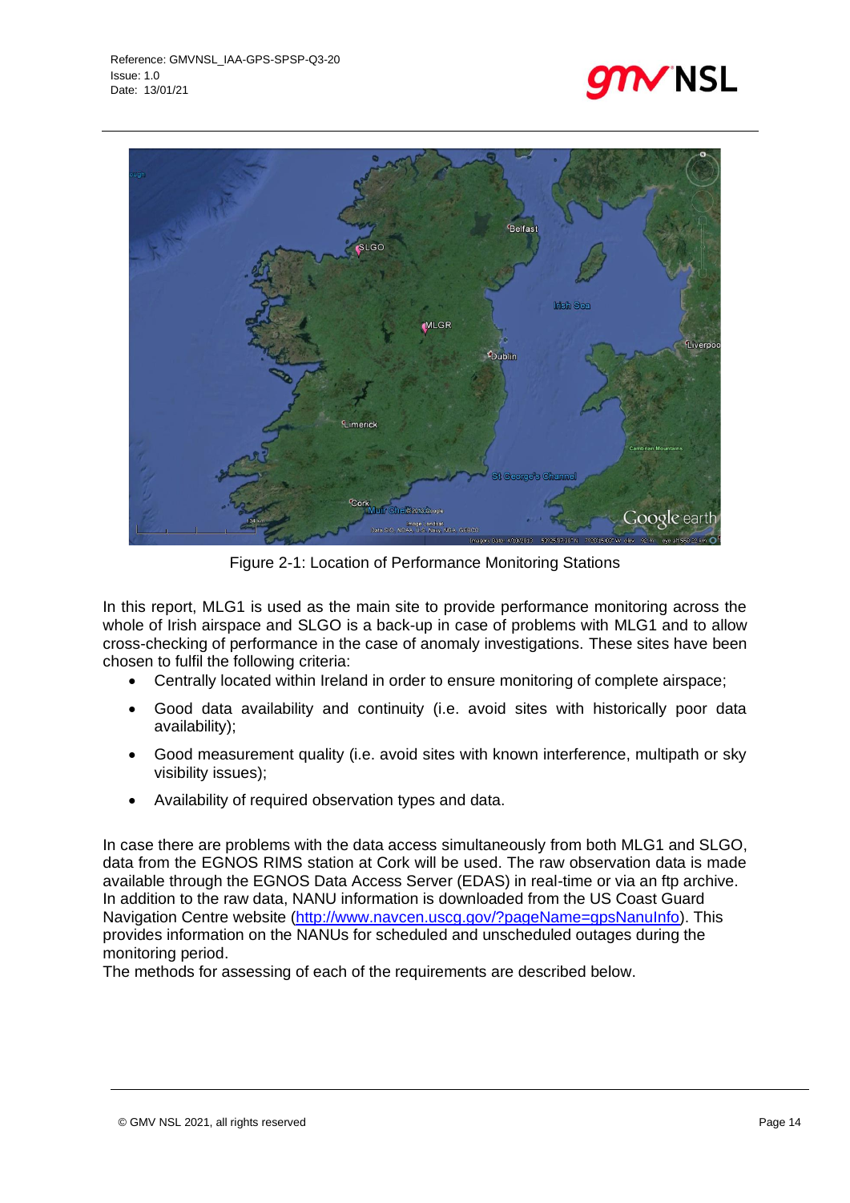Figure 2-1: Location of Performance Monitoring Stations

In this report, MLG1 is used as the main site to provide performance monitoring across the whole of Irish airspace and SLGO is a back-up in case of problems with MLG1 and to allow cross-checking of performance in the case of anomaly investigations. These sites have been chosen to fulfil the following criteria:

- Centrally located within Ireland in order to ensure monitoring of complete airspace;
- Good data availability and continuity (i.e. avoid sites with historically poor data availability);
- Good measurement quality (i.e. avoid sites with known interference, multipath or sky visibility issues);
- Availability of required observation types and data.

In case there are problems with the data access simultaneously from both MLG1 and SLGO, data from the EGNOS RIMS station at Cork will be used. The raw observation data is made available through the EGNOS Data Access Server (EDAS) in real-time or via an ftp archive. In addition to the raw data, NANU information is downloaded from the US Coast Guard Navigation Centre website (http://www.navcen.uscg.gov/?pageName=gpsNanuInfo). This provides information on the NANUs for scheduled and unscheduled outages during the monitoring period.

The methods for assessing of each of the requirements are described below.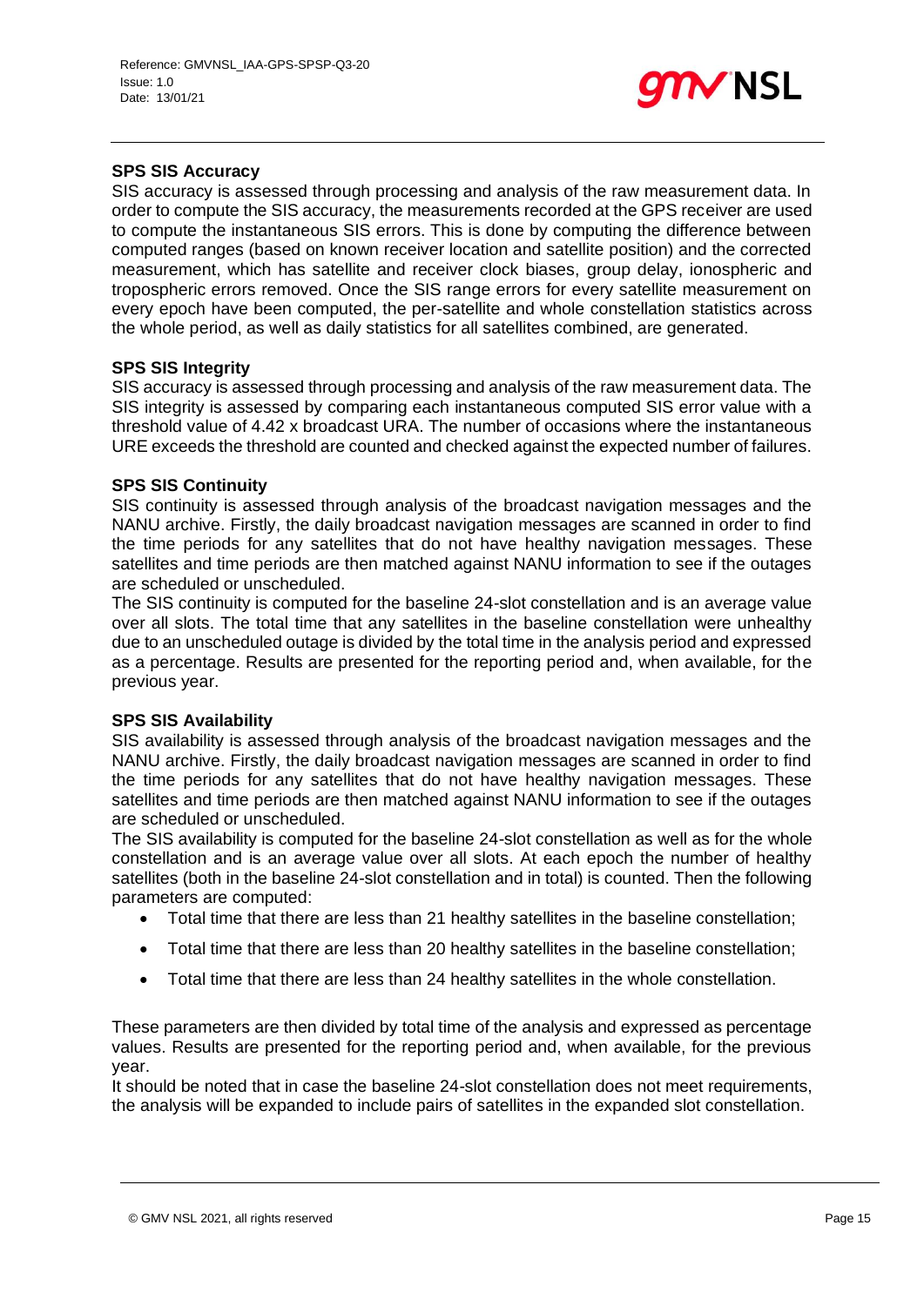**SPS SIS Accuracy**

SIS accuracy is assessed through processing and analysis of the raw measurement data. In order to compute the SIS accuracy, the measurements recorded at the GPS receiver are used to compute the instantaneous SIS errors. This is done by computing the difference between computed ranges (based on known receiver location and satellite position) and the corrected measurement, which has satellite and receiver clock biases, group delay, ionospheric and tropospheric errors removed. Once the SIS range errors for every satellite measurement on every epoch have been computed, the per-satellite and whole constellation statistics across the whole period, as well as daily statistics for all satellites combined, are generated.

**SPS SIS Integrity**

SIS accuracy is assessed through processing and analysis of the raw measurement data. The SIS integrity is assessed by comparing each instantaneous computed SIS error value with a threshold value of 4.42 x broadcast URA. The number of occasions where the instantaneous URE exceeds the threshold are counted and checked against the expected number of failures.

**SPS SIS Continuity**

SIS continuity is assessed through analysis of the broadcast navigation messages and the NANU archive. Firstly, the daily broadcast navigation messages are scanned in order to find the time periods for any satellites that do not have healthy navigation messages. These satellites and time periods are then matched against NANU information to see if the outages are scheduled or unscheduled.

The SIS continuity is computed for the baseline 24-slot constellation and is an average value over all slots. The total time that any satellites in the baseline constellation were unhealthy due to an unscheduled outage is divided by the total time in the analysis period and expressed as a percentage. Results are presented for the reporting period and, when available, for the previous year.

**SPS SIS Availability**

SIS availability is assessed through analysis of the broadcast navigation messages and the NANU archive. Firstly, the daily broadcast navigation messages are scanned in order to find the time periods for any satellites that do not have healthy navigation messages. These satellites and time periods are then matched against NANU information to see if the outages are scheduled or unscheduled.

The SIS availability is computed for the baseline 24-slot constellation as well as for the whole constellation and is an average value over all slots. At each epoch the number of healthy satellites (both in the baseline 24-slot constellation and in total) is counted. Then the following parameters are computed:

- Total time that there are less than 21 healthy satellites in the baseline constellation;
- Total time that there are less than 20 healthy satellites in the baseline constellation;
- Total time that there are less than 24 healthy satellites in the whole constellation.

These parameters are then divided by total time of the analysis and expressed as percentage values. Results are presented for the reporting period and, when available, for the previous year.

It should be noted that in case the baseline 24-slot constellation does not meet requirements, the analysis will be expanded to include pairs of satellites in the expanded slot constellation.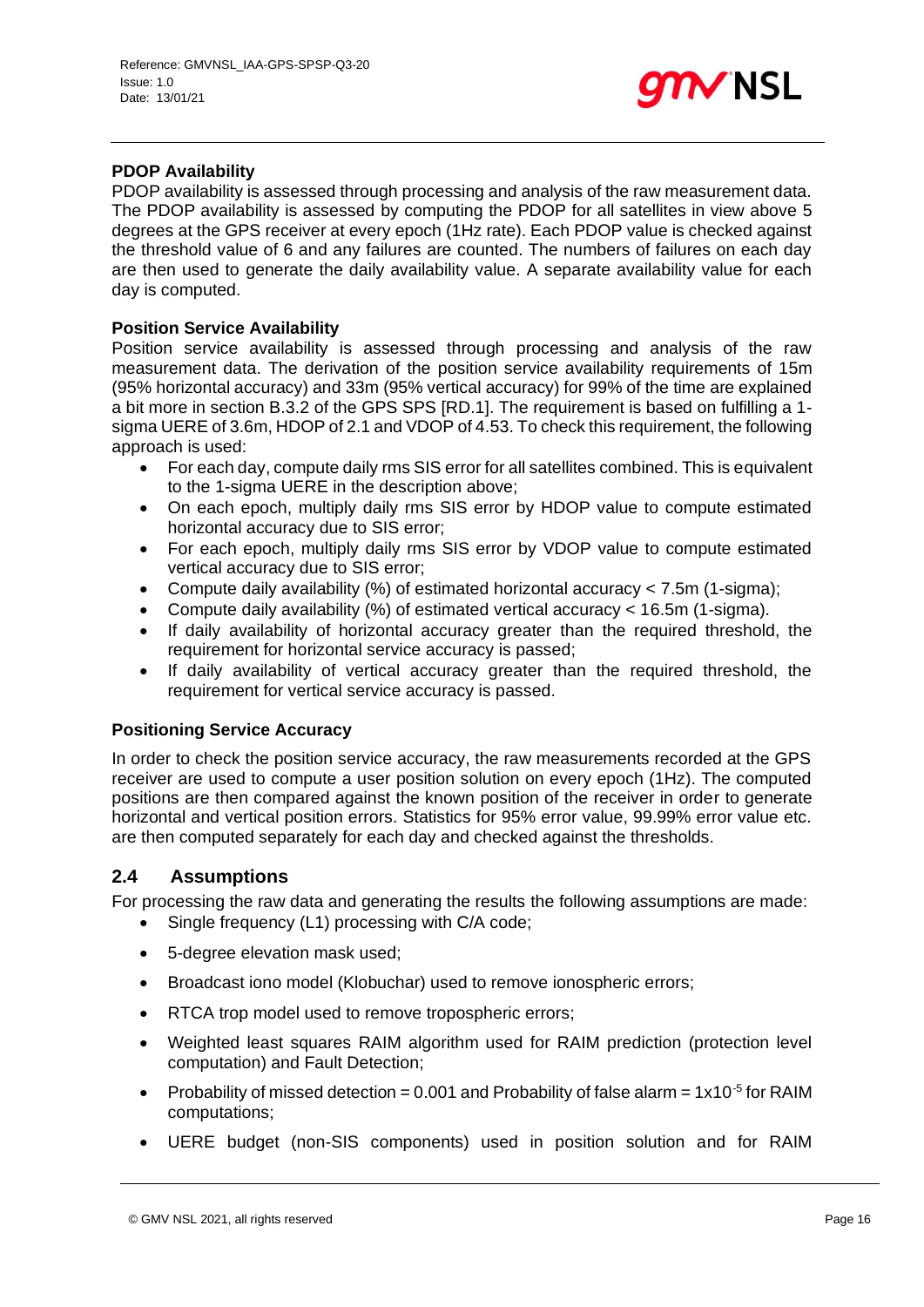**PDOP Availability**

PDOP availability is assessed through processing and analysis of the raw measurement data. The PDOP availability is assessed by computing the PDOP for all satellites in view above 5 degrees at the GPS receiver at every epoch (1Hz rate). Each PDOP value is checked against the threshold value of 6 and any failures are counted. The numbers of failures on each day are then used to generate the daily availability value. A separate availability value for each day is computed.

**Position Service Availability**

Position service availability is assessed through processing and analysis of the raw measurement data. The derivation of the position service availability requirements of 15m (95% horizontal accuracy) and 33m (95% vertical accuracy) for 99% of the time are explained a bit more in section B.3.2 of the GPS SPS [RD.1]. The requirement is based on fulfilling a 1-sigma UERE of 3.6m, HDOP of 2.1 and VDOP of 4.53. To check this requirement, the following approach is used:

- For each day, compute daily rms SIS error for all satellites combined. This is equivalent to the 1-sigma UERE in the description above;
- On each epoch, multiply daily rms SIS error by HDOP value to compute estimated horizontal accuracy due to SIS error;
- For each epoch, multiply daily rms SIS error by VDOP value to compute estimated vertical accuracy due to SIS error;
- Compute daily availability (%) of estimated horizontal accuracy < 7.5m (1-sigma);
- Compute daily availability (%) of estimated vertical accuracy < 16.5m (1-sigma).
- If daily availability of horizontal accuracy greater than the required threshold, the requirement for horizontal service accuracy is passed;
- If daily availability of vertical accuracy greater than the required threshold, the requirement for vertical service accuracy is passed.

**Positioning Service Accuracy**

In order to check the position service accuracy, the raw measurements recorded at the GPS receiver are used to compute a user position solution on every epoch (1Hz). The computed positions are then compared against the known position of the receiver in order to generate horizontal and vertical position errors. Statistics for 95% error value, 99.99% error value etc. are then computed separately for each day and checked against the thresholds.

## 2.4 Assumptions

For processing the raw data and generating the results the following assumptions are made:

- Single frequency (L1) processing with C/A code;
- 5-degree elevation mask used;
- Broadcast iono model (Klobuchar) used to remove ionospheric errors;
- RTCA trop model used to remove tropospheric errors;
- Weighted least squares RAIM algorithm used for RAIM prediction (protection level computation) and Fault Detection;
- Probability of missed detection = 0.001 and Probability of false alarm = $1 \times 10^{-5}$ for RAIM computations;
- UERE budget (non-SIS components) used in position solution and for RAIM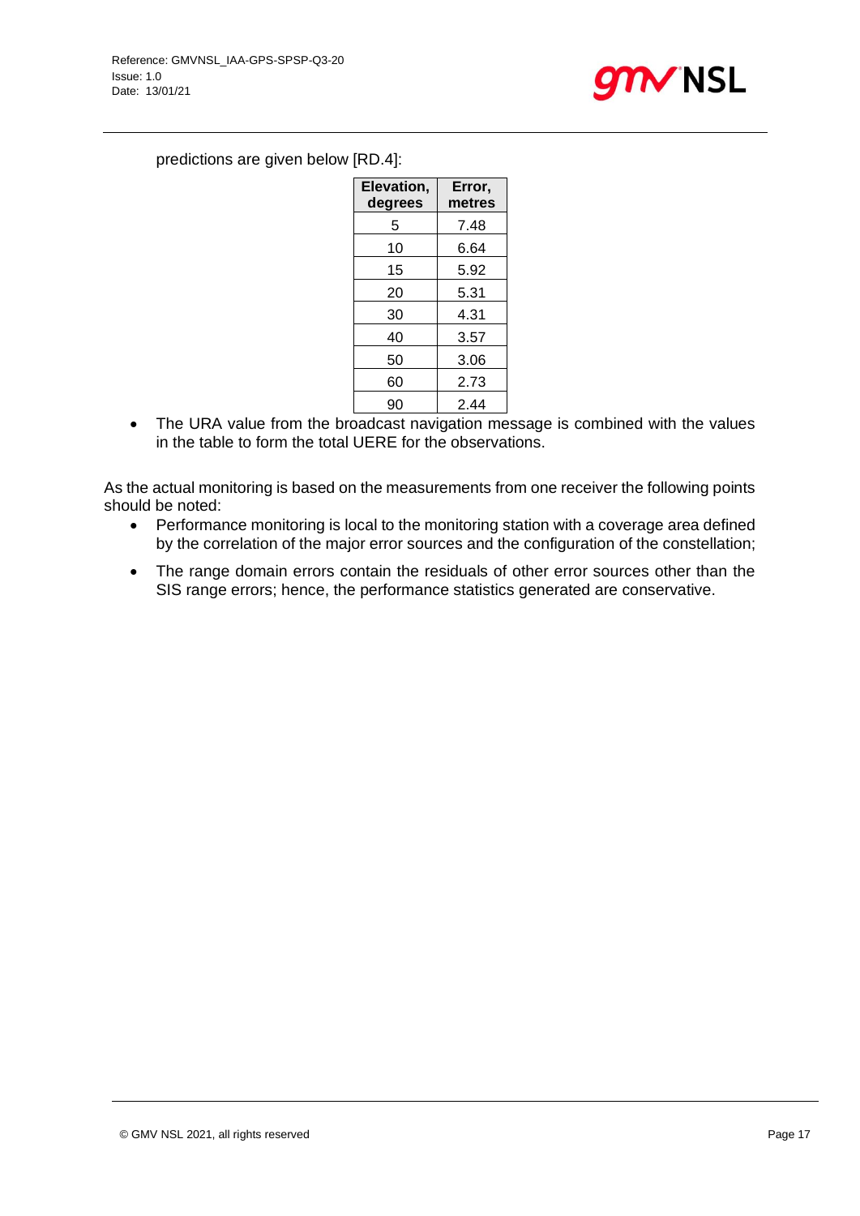predictions are given below [RD.4]:

| Elevation, degrees | Error, metres |
|---|---|
| 5 | 7.48 |
| 10 | 6.64 |
| 15 | 5.92 |
| 20 | 5.31 |
| 30 | 4.31 |
| 40 | 3.57 |
| 50 | 3.06 |
| 60 | 2.73 |
| 90 | 2.44 |

- The URA value from the broadcast navigation message is combined with the values in the table to form the total UERE for the observations.

As the actual monitoring is based on the measurements from one receiver the following points should be noted:

- Performance monitoring is local to the monitoring station with a coverage area defined by the correlation of the major error sources and the configuration of the constellation;
- The range domain errors contain the residuals of other error sources other than the SIS range errors; hence, the performance statistics generated are conservative.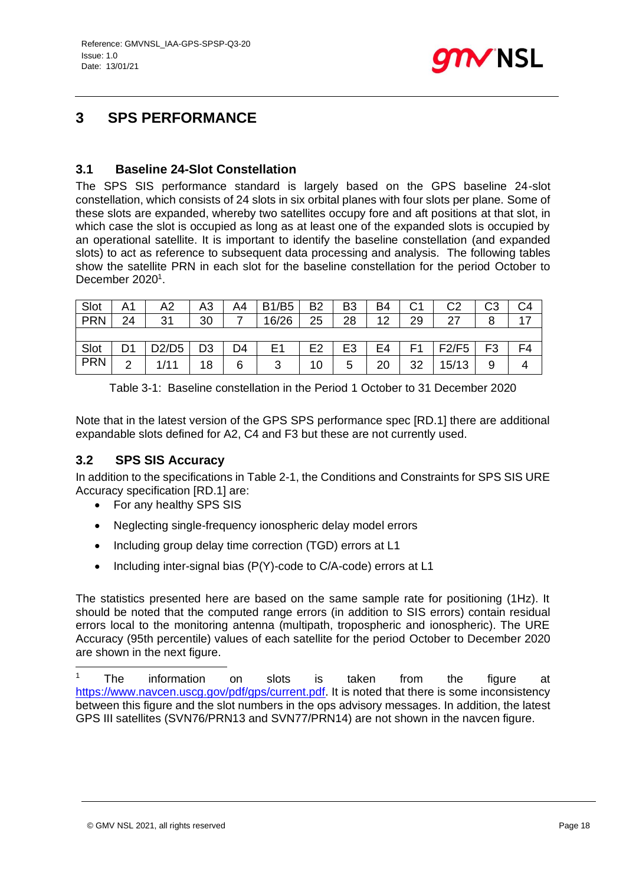# 3 SPS PERFORMANCE

## 3.1 Baseline 24-Slot Constellation

The SPS SIS performance standard is largely based on the GPS baseline 24-slot constellation, which consists of 24 slots in six orbital planes with four slots per plane. Some of these slots are expanded, whereby two satellites occupy fore and aft positions at that slot, in which case the slot is occupied as long as at least one of the expanded slots is occupied by an operational satellite. It is important to identify the baseline constellation (and expanded slots) to act as reference to subsequent data processing and analysis. The following tables show the satellite PRN in each slot for the baseline constellation for the period October to December 2020[1].

| Slot | A1 | A2 | A3 | A4 | B1/B5 | B2 | B3 | B4 | C1 | C2 | C3 | C4 |
|---|---|---|---|---|---|---|---|---|---|---|---|---|
| PRN | 24 | 31 | 30 | 7 | 16/26 | 25 | 28 | 12 | 29 | 27 | 8 | 17 |
| | | | | | | | | | | | | |
| Slot | D1 | D2/D5 | D3 | D4 | E1 | E2 | E3 | E4 | F1 | F2/F5 | F3 | F4 |
| PRN | 2 | 1/11 | 18 | 6 | 3 | 10 | 5 | 20 | 32 | 15/13 | 9 | 4 |

Table 3-1: Baseline constellation in the Period 1 October to 31 December 2020

Note that in the latest version of the GPS SPS performance spec [RD.1] there are additional expandable slots defined for A2, C4 and F3 but these are not currently used.

## 3.2 SPS SIS Accuracy

In addition to the specifications in Table 2-1, the Conditions and Constraints for SPS SIS URE Accuracy specification [RD.1] are:

- For any healthy SPS SIS
- Neglecting single-frequency ionospheric delay model errors
- Including group delay time correction (TGD) errors at L1
- Including inter-signal bias (P(Y)-code to C/A-code) errors at L1

The statistics presented here are based on the same sample rate for positioning (1Hz). It should be noted that the computed range errors (in addition to SIS errors) contain residual errors local to the monitoring antenna (multipath, tropospheric and ionospheric). The URE Accuracy (95th percentile) values of each satellite for the period October to December 2020 are shown in the next figure.

[1] The information on slots is taken from the figure at https://www.navcen.uscg.gov/pdf/gps/current.pdf. It is noted that there is some inconsistency between this figure and the slot numbers in the ops advisory messages. In addition, the latest GPS III satellites (SVN76/PRN13 and SVN77/PRN14) are not shown in the navcen figure.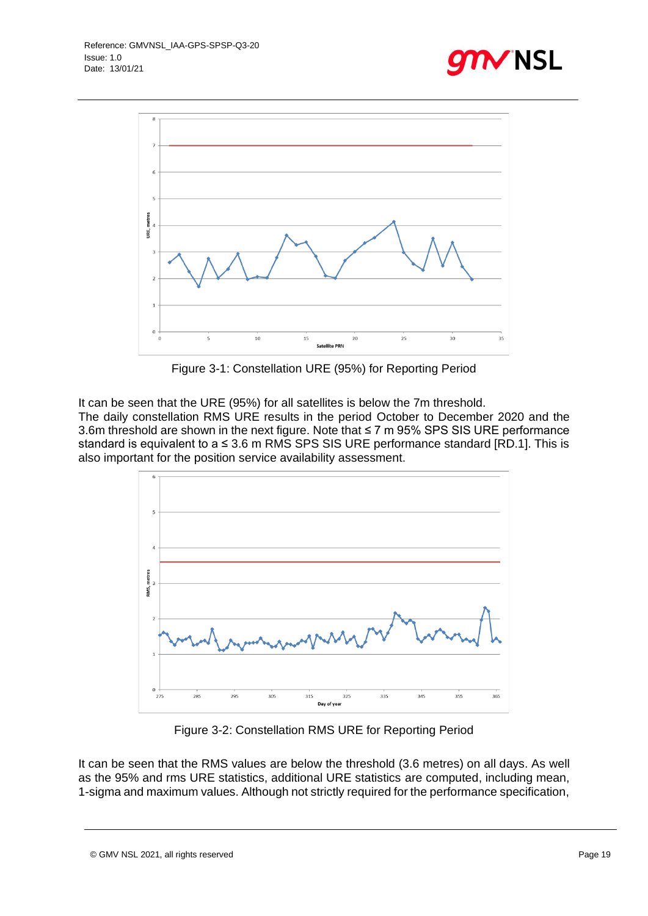Figure 3-1: Constellation URE (95%) for Reporting Period

It can be seen that the URE (95%) for all satellites is below the 7m threshold.
The daily constellation RMS URE results in the period October to December 2020 and the 3.6m threshold are shown in the next figure. Note that ≤ 7 m 95% SPS SIS URE performance standard is equivalent to a ≤ 3.6 m RMS SPS SIS URE performance standard [RD.1]. This is also important for the position service availability assessment.

Figure 3-2: Constellation RMS URE for Reporting Period

It can be seen that the RMS values are below the threshold (3.6 metres) on all days. As well as the 95% and rms URE statistics, additional URE statistics are computed, including mean, 1-sigma and maximum values. Although not strictly required for the performance specification,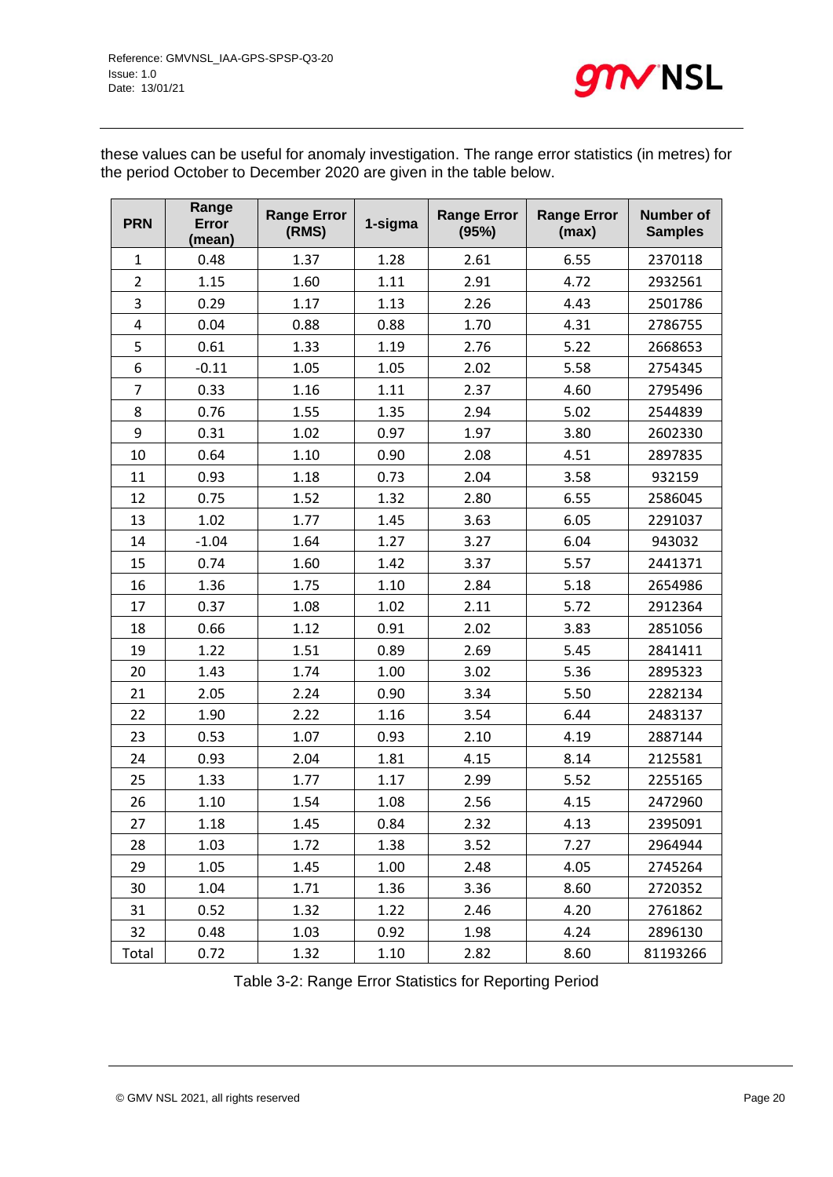these values can be useful for anomaly investigation. The range error statistics (in metres) for the period October to December 2020 are given in the table below.

| PRN | Range Error (mean) | Range Error (RMS) | 1-sigma | Range Error (95%) | Range Error (max) | Number of Samples |
|---|---|---|---|---|---|---|
| 1 | 0.48 | 1.37 | 1.28 | 2.61 | 6.55 | 2370118 |
| 2 | 1.15 | 1.60 | 1.11 | 2.91 | 4.72 | 2932561 |
| 3 | 0.29 | 1.17 | 1.13 | 2.26 | 4.43 | 2501786 |
| 4 | 0.04 | 0.88 | 0.88 | 1.70 | 4.31 | 2786755 |
| 5 | 0.61 | 1.33 | 1.19 | 2.76 | 5.22 | 2668653 |
| 6 | -0.11 | 1.05 | 1.05 | 2.02 | 5.58 | 2754345 |
| 7 | 0.33 | 1.16 | 1.11 | 2.37 | 4.60 | 2795496 |
| 8 | 0.76 | 1.55 | 1.35 | 2.94 | 5.02 | 2544839 |
| 9 | 0.31 | 1.02 | 0.97 | 1.97 | 3.80 | 2602330 |
| 10 | 0.64 | 1.10 | 0.90 | 2.08 | 4.51 | 2897835 |
| 11 | 0.93 | 1.18 | 0.73 | 2.04 | 3.58 | 932159 |
| 12 | 0.75 | 1.52 | 1.32 | 2.80 | 6.55 | 2586045 |
| 13 | 1.02 | 1.77 | 1.45 | 3.63 | 6.05 | 2291037 |
| 14 | -1.04 | 1.64 | 1.27 | 3.27 | 6.04 | 943032 |
| 15 | 0.74 | 1.60 | 1.42 | 3.37 | 5.57 | 2441371 |
| 16 | 1.36 | 1.75 | 1.10 | 2.84 | 5.18 | 2654986 |
| 17 | 0.37 | 1.08 | 1.02 | 2.11 | 5.72 | 2912364 |
| 18 | 0.66 | 1.12 | 0.91 | 2.02 | 3.83 | 2851056 |
| 19 | 1.22 | 1.51 | 0.89 | 2.69 | 5.45 | 2841411 |
| 20 | 1.43 | 1.74 | 1.00 | 3.02 | 5.36 | 2895323 |
| 21 | 2.05 | 2.24 | 0.90 | 3.34 | 5.50 | 2282134 |
| 22 | 1.90 | 2.22 | 1.16 | 3.54 | 6.44 | 2483137 |
| 23 | 0.53 | 1.07 | 0.93 | 2.10 | 4.19 | 2887144 |
| 24 | 0.93 | 2.04 | 1.81 | 4.15 | 8.14 | 2125581 |
| 25 | 1.33 | 1.77 | 1.17 | 2.99 | 5.52 | 2255165 |
| 26 | 1.10 | 1.54 | 1.08 | 2.56 | 4.15 | 2472960 |
| 27 | 1.18 | 1.45 | 0.84 | 2.32 | 4.13 | 2395091 |
| 28 | 1.03 | 1.72 | 1.38 | 3.52 | 7.27 | 2964944 |
| 29 | 1.05 | 1.45 | 1.00 | 2.48 | 4.05 | 2745264 |
| 30 | 1.04 | 1.71 | 1.36 | 3.36 | 8.60 | 2720352 |
| 31 | 0.52 | 1.32 | 1.22 | 2.46 | 4.20 | 2761862 |
| 32 | 0.48 | 1.03 | 0.92 | 1.98 | 4.24 | 2896130 |
| Total | 0.72 | 1.32 | 1.10 | 2.82 | 8.60 | 81193266 |

Table 3-2: Range Error Statistics for Reporting Period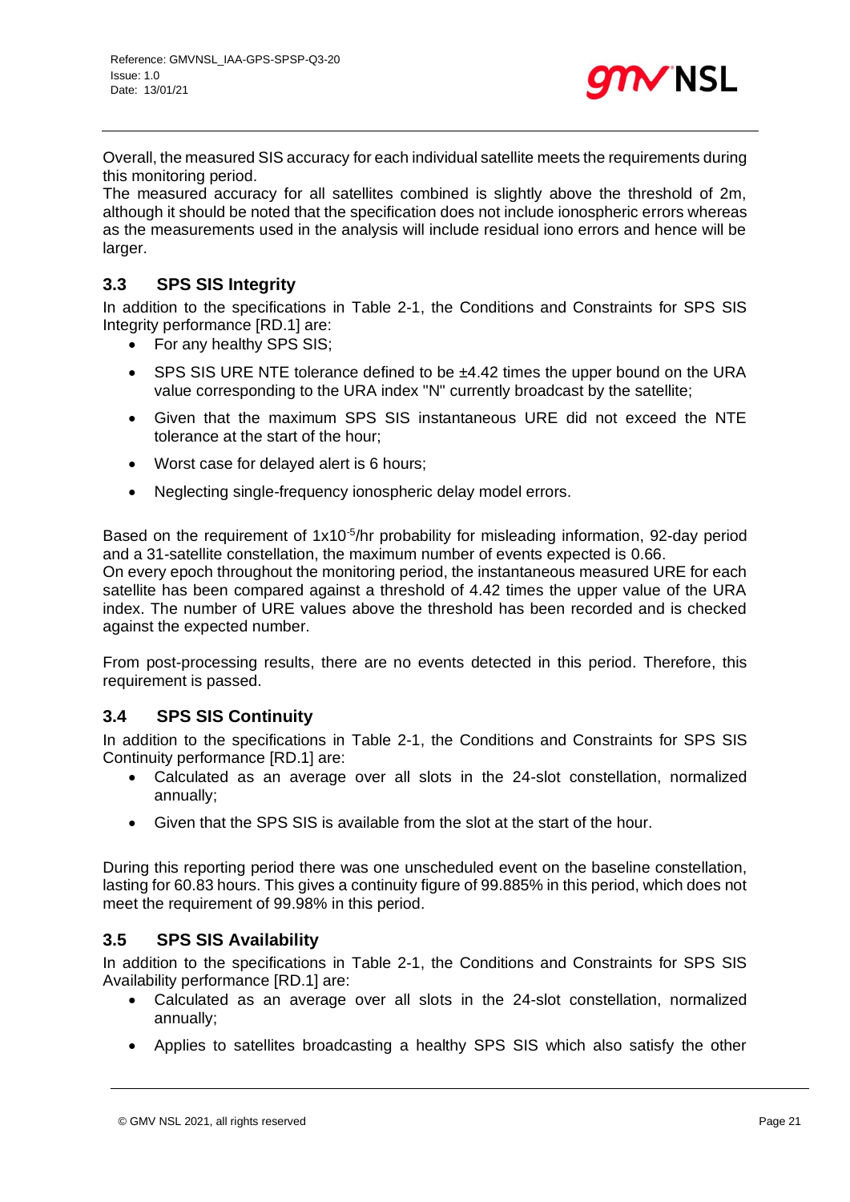Overall, the measured SIS accuracy for each individual satellite meets the requirements during this monitoring period.

The measured accuracy for all satellites combined is slightly above the threshold of 2m, although it should be noted that the specification does not include ionospheric errors whereas as the measurements used in the analysis will include residual iono errors and hence will be larger.

## 3.3 SPS SIS Integrity

In addition to the specifications in Table 2-1, the Conditions and Constraints for SPS SIS Integrity performance [RD.1] are:

- For any healthy SPS SIS;
- SPS SIS URE NTE tolerance defined to be ±4.42 times the upper bound on the URA value corresponding to the URA index "N" currently broadcast by the satellite;
- Given that the maximum SPS SIS instantaneous URE did not exceed the NTE tolerance at the start of the hour;
- Worst case for delayed alert is 6 hours;
- Neglecting single-frequency ionospheric delay model errors.

Based on the requirement of $1 \times 10^{-5}$/hr probability for misleading information, 92-day period and a 31-satellite constellation, the maximum number of events expected is 0.66.

On every epoch throughout the monitoring period, the instantaneous measured URE for each satellite has been compared against a threshold of 4.42 times the upper value of the URA index. The number of URE values above the threshold has been recorded and is checked against the expected number.

From post-processing results, there are no events detected in this period. Therefore, this requirement is passed.

## 3.4 SPS SIS Continuity

In addition to the specifications in Table 2-1, the Conditions and Constraints for SPS SIS Continuity performance [RD.1] are:

- Calculated as an average over all slots in the 24-slot constellation, normalized annually;
- Given that the SPS SIS is available from the slot at the start of the hour.

During this reporting period there was one unscheduled event on the baseline constellation, lasting for 60.83 hours. This gives a continuity figure of 99.885% in this period, which does not meet the requirement of 99.98% in this period.

## 3.5 SPS SIS Availability

In addition to the specifications in Table 2-1, the Conditions and Constraints for SPS SIS Availability performance [RD.1] are:

- Calculated as an average over all slots in the 24-slot constellation, normalized annually;
- Applies to satellites broadcasting a healthy SPS SIS which also satisfy the other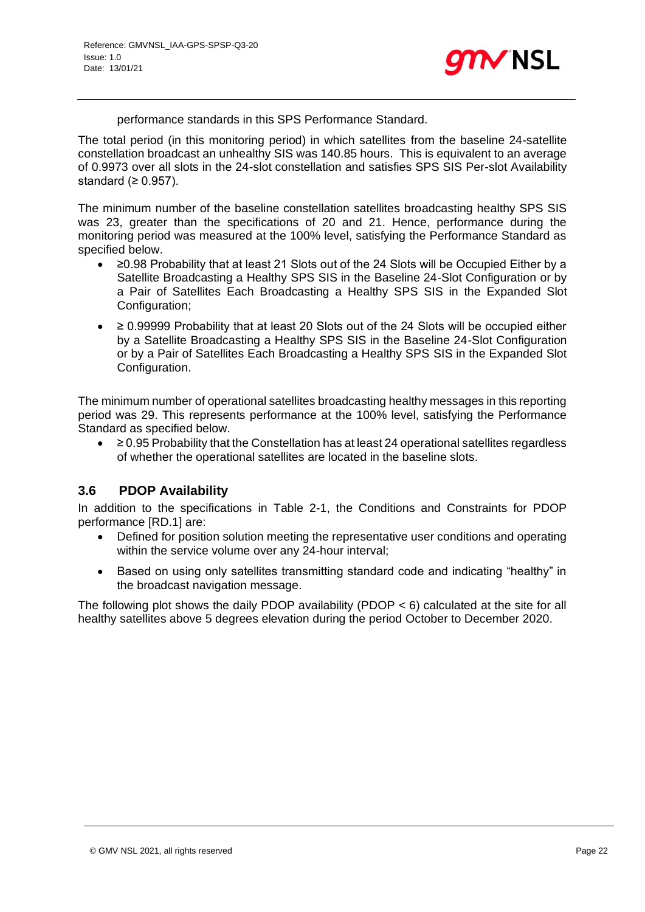performance standards in this SPS Performance Standard.

The total period (in this monitoring period) in which satellites from the baseline 24-satellite constellation broadcast an unhealthy SIS was 140.85 hours. This is equivalent to an average of 0.9973 over all slots in the 24-slot constellation and satisfies SPS SIS Per-slot Availability standard (≥ 0.957).

The minimum number of the baseline constellation satellites broadcasting healthy SPS SIS was 23, greater than the specifications of 20 and 21. Hence, performance during the monitoring period was measured at the 100% level, satisfying the Performance Standard as specified below.

- ≥0.98 Probability that at least 21 Slots out of the 24 Slots will be Occupied Either by a Satellite Broadcasting a Healthy SPS SIS in the Baseline 24-Slot Configuration or by a Pair of Satellites Each Broadcasting a Healthy SPS SIS in the Expanded Slot Configuration;
- ≥ 0.99999 Probability that at least 20 Slots out of the 24 Slots will be occupied either by a Satellite Broadcasting a Healthy SPS SIS in the Baseline 24-Slot Configuration or by a Pair of Satellites Each Broadcasting a Healthy SPS SIS in the Expanded Slot Configuration.

The minimum number of operational satellites broadcasting healthy messages in this reporting period was 29. This represents performance at the 100% level, satisfying the Performance Standard as specified below.

- ≥ 0.95 Probability that the Constellation has at least 24 operational satellites regardless of whether the operational satellites are located in the baseline slots.

### 3.6 PDOP Availability

In addition to the specifications in Table 2-1, the Conditions and Constraints for PDOP performance [RD.1] are:

- Defined for position solution meeting the representative user conditions and operating within the service volume over any 24-hour interval;
- Based on using only satellites transmitting standard code and indicating "healthy" in the broadcast navigation message.

The following plot shows the daily PDOP availability (PDOP < 6) calculated at the site for all healthy satellites above 5 degrees elevation during the period October to December 2020.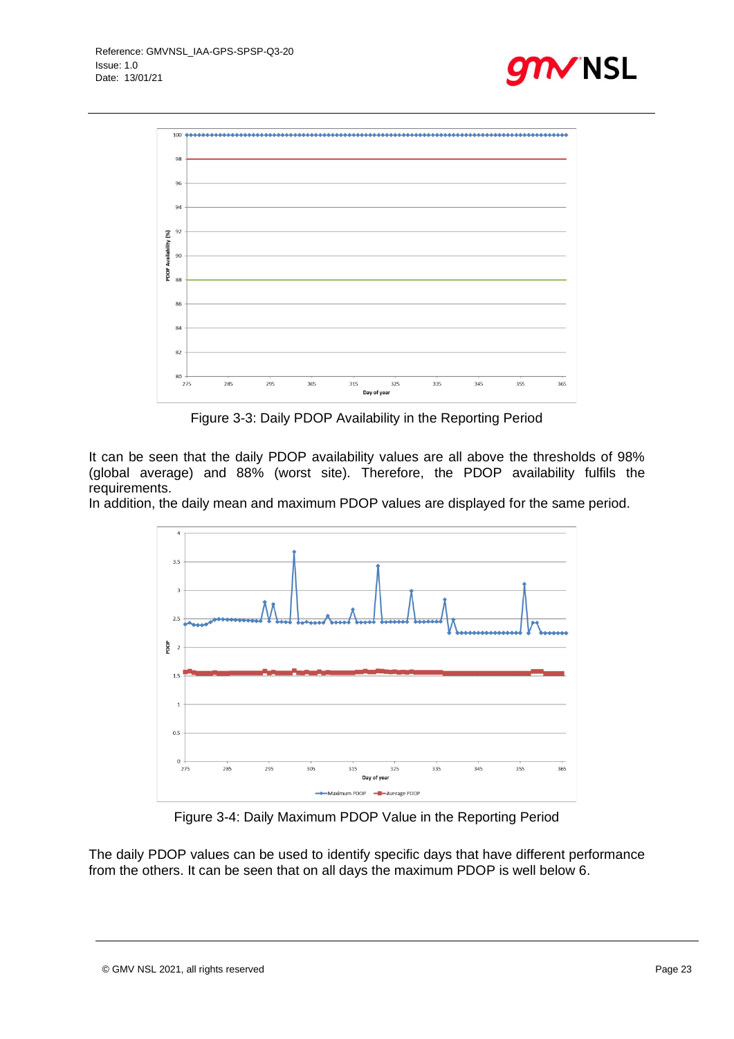Figure 3-3: Daily PDOP Availability in the Reporting Period

It can be seen that the daily PDOP availability values are all above the thresholds of 98% (global average) and 88% (worst site). Therefore, the PDOP availability fulfils the requirements.

In addition, the daily mean and maximum PDOP values are displayed for the same period.

Figure 3-4: Daily Maximum PDOP Value in the Reporting Period

The daily PDOP values can be used to identify specific days that have different performance from the others. It can be seen that on all days the maximum PDOP is well below 6.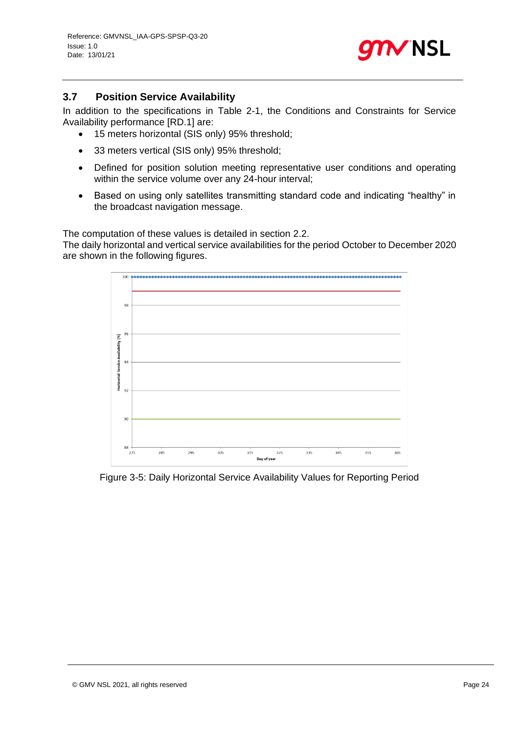## 3.7 Position Service Availability

In addition to the specifications in Table 2-1, the Conditions and Constraints for Service Availability performance [RD.1] are:

- 15 meters horizontal (SIS only) 95% threshold;
- 33 meters vertical (SIS only) 95% threshold;
- Defined for position solution meeting representative user conditions and operating within the service volume over any 24-hour interval;
- Based on using only satellites transmitting standard code and indicating "healthy" in the broadcast navigation message.

The computation of these values is detailed in section 2.2.

The daily horizontal and vertical service availabilities for the period October to December 2020 are shown in the following figures.

Figure 3-5: Daily Horizontal Service Availability Values for Reporting Period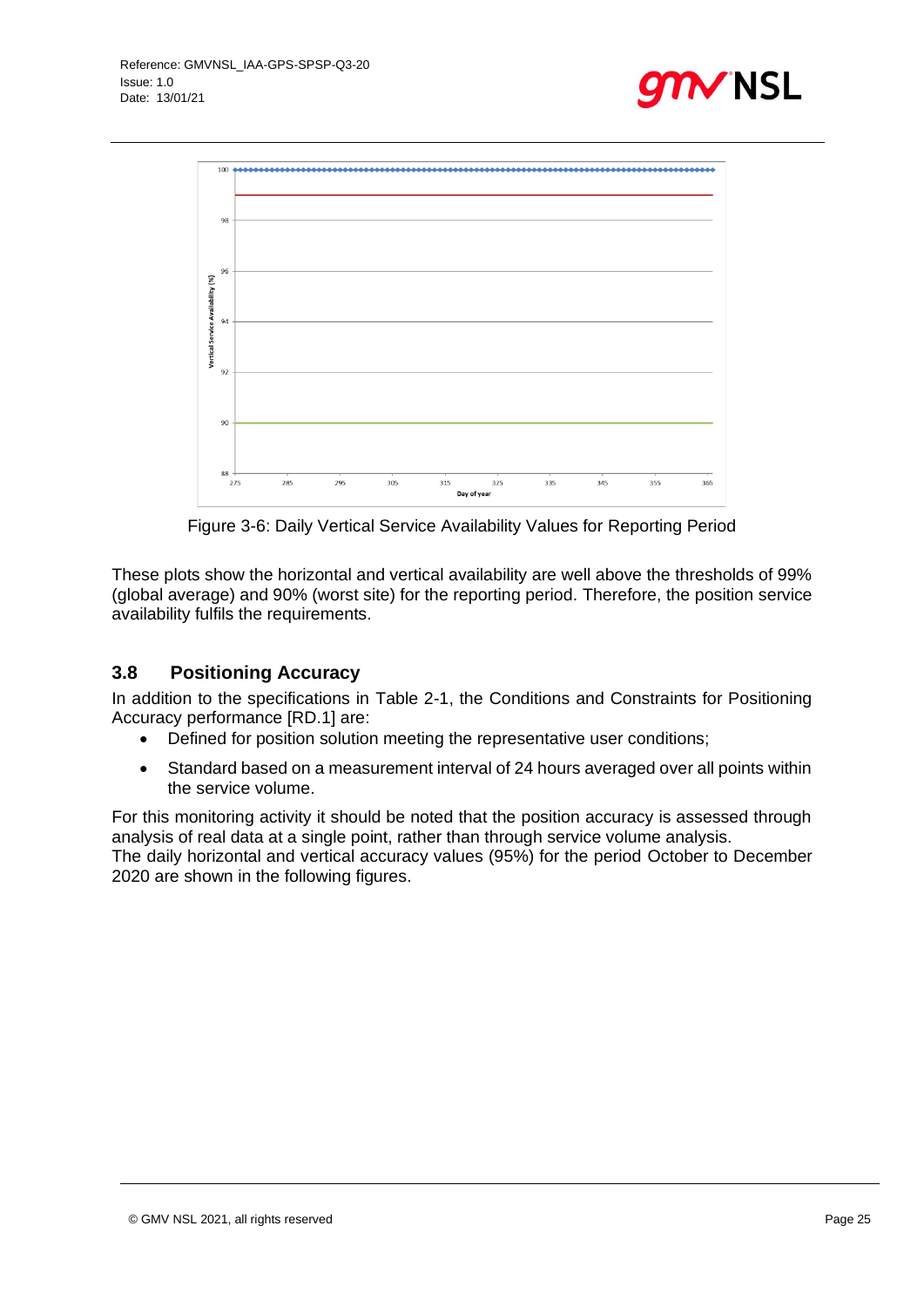Figure 3-6: Daily Vertical Service Availability Values for Reporting Period

These plots show the horizontal and vertical availability are well above the thresholds of 99% (global average) and 90% (worst site) for the reporting period. Therefore, the position service availability fulfils the requirements.

## 3.8 Positioning Accuracy

In addition to the specifications in Table 2-1, the Conditions and Constraints for Positioning Accuracy performance [RD.1] are:

- Defined for position solution meeting the representative user conditions;
- Standard based on a measurement interval of 24 hours averaged over all points within the service volume.

For this monitoring activity it should be noted that the position accuracy is assessed through analysis of real data at a single point, rather than through service volume analysis.
The daily horizontal and vertical accuracy values (95%) for the period October to December 2020 are shown in the following figures.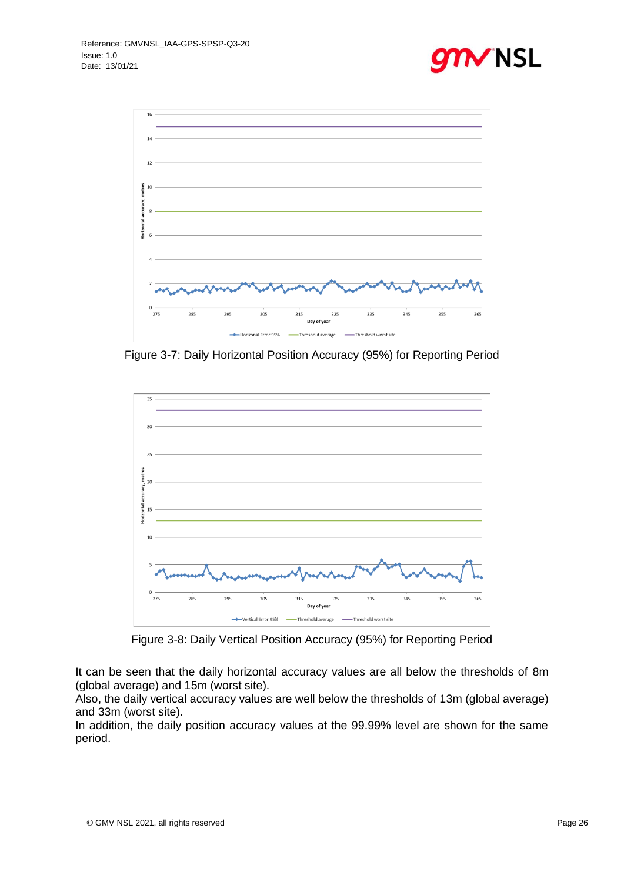Figure 3-7: Daily Horizontal Position Accuracy (95%) for Reporting Period

Figure 3-8: Daily Vertical Position Accuracy (95%) for Reporting Period

It can be seen that the daily horizontal accuracy values are all below the thresholds of 8m (global average) and 15m (worst site).

Also, the daily vertical accuracy values are well below the thresholds of 13m (global average) and 33m (worst site).

In addition, the daily position accuracy values at the 99.99% level are shown for the same period.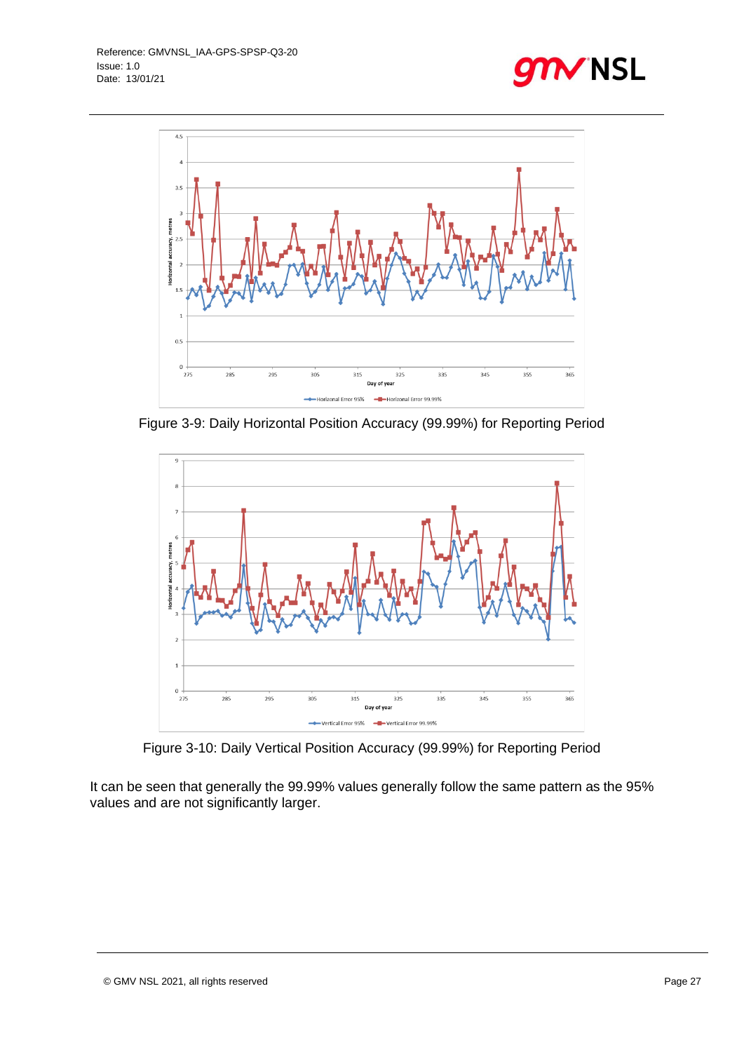Figure 3-9: Daily Horizontal Position Accuracy (99.99%) for Reporting Period

Figure 3-10: Daily Vertical Position Accuracy (99.99%) for Reporting Period

It can be seen that generally the 99.99% values generally follow the same pattern as the 95% values and are not significantly larger.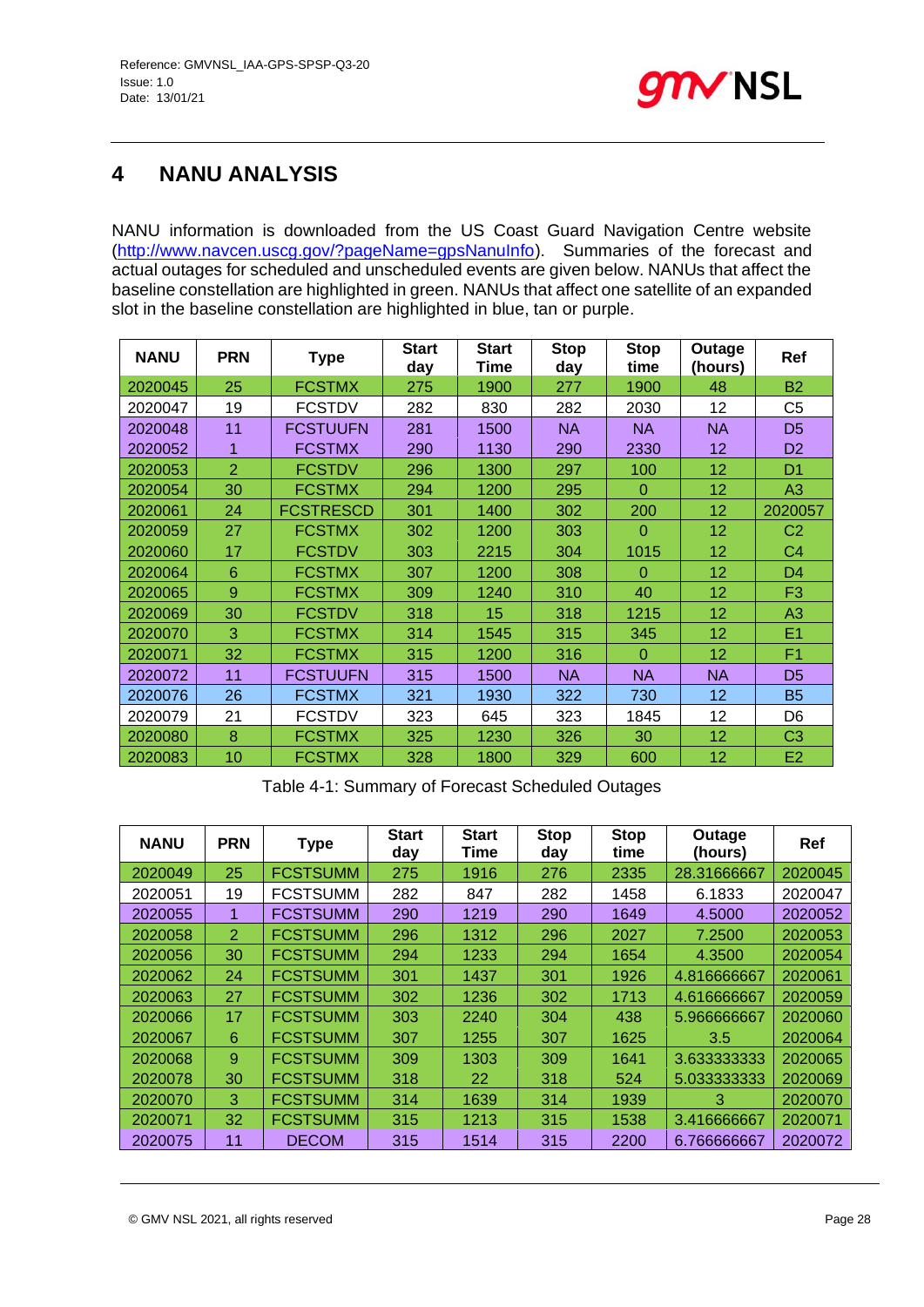# 4 NANU ANALYSIS

NANU information is downloaded from the US Coast Guard Navigation Centre website (http://www.navcen.uscg.gov/?pageName=gpsNanuInfo). Summaries of the forecast and actual outages for scheduled and unscheduled events are given below. NANUs that affect the baseline constellation are highlighted in green. NANUs that affect one satellite of an expanded slot in the baseline constellation are highlighted in blue, tan or purple.

| NANU | PRN | Type | Start day | Start Time | Stop day | Stop time | Outage (hours) | Ref |
|---|---|---|---|---|---|---|---|---|
| 2020045 | 25 | FCSTMX | 275 | 1900 | 277 | 1900 | 48 | B2 |
| 2020047 | 19 | FCSTDV | 282 | 830 | 282 | 2030 | 12 | C5 |
| 2020048 | 11 | FCSTUUFN | 281 | 1500 | NA | NA | NA | D5 |
| 2020052 | 1 | FCSTMX | 290 | 1130 | 290 | 2330 | 12 | D2 |
| 2020053 | 2 | FCSTDV | 296 | 1300 | 297 | 100 | 12 | D1 |
| 2020054 | 30 | FCSTMX | 294 | 1200 | 295 | 0 | 12 | A3 |
| 2020061 | 24 | FCSTRESCD | 301 | 1400 | 302 | 200 | 12 | 2020057 |
| 2020059 | 27 | FCSTMX | 302 | 1200 | 303 | 0 | 12 | C2 |
| 2020060 | 17 | FCSTDV | 303 | 2215 | 304 | 1015 | 12 | C4 |
| 2020064 | 6 | FCSTMX | 307 | 1200 | 308 | 0 | 12 | D4 |
| 2020065 | 9 | FCSTMX | 309 | 1240 | 310 | 40 | 12 | F3 |
| 2020069 | 30 | FCSTDV | 318 | 15 | 318 | 1215 | 12 | A3 |
| 2020070 | 3 | FCSTMX | 314 | 1545 | 315 | 345 | 12 | E1 |
| 2020071 | 32 | FCSTMX | 315 | 1200 | 316 | 0 | 12 | F1 |
| 2020072 | 11 | FCSTUUFN | 315 | 1500 | NA | NA | NA | D5 |
| 2020076 | 26 | FCSTMX | 321 | 1930 | 322 | 730 | 12 | B5 |
| 2020079 | 21 | FCSTDV | 323 | 645 | 323 | 1845 | 12 | D6 |
| 2020080 | 8 | FCSTMX | 325 | 1230 | 326 | 30 | 12 | C3 |
| 2020083 | 10 | FCSTMX | 328 | 1800 | 329 | 600 | 12 | E2 |

Table 4-1: Summary of Forecast Scheduled Outages

| NANU | PRN | Type | Start day | Start Time | Stop day | Stop time | Outage (hours) | Ref |
|---|---|---|---|---|---|---|---|---|
| 2020049 | 25 | FCSTSUMM | 275 | 1916 | 276 | 2335 | 28.31666667 | 2020045 |
| 2020051 | 19 | FCSTSUMM | 282 | 847 | 282 | 1458 | 6.1833 | 2020047 |
| 2020055 | 1 | FCSTSUMM | 290 | 1219 | 290 | 1649 | 4.5000 | 2020052 |
| 2020058 | 2 | FCSTSUMM | 296 | 1312 | 296 | 2027 | 7.2500 | 2020053 |
| 2020056 | 30 | FCSTSUMM | 294 | 1233 | 294 | 1654 | 4.3500 | 2020054 |
| 2020062 | 24 | FCSTSUMM | 301 | 1437 | 301 | 1926 | 4.816666667 | 2020061 |
| 2020063 | 27 | FCSTSUMM | 302 | 1236 | 302 | 1713 | 4.616666667 | 2020059 |
| 2020066 | 17 | FCSTSUMM | 303 | 2240 | 304 | 438 | 5.966666667 | 2020060 |
| 2020067 | 6 | FCSTSUMM | 307 | 1255 | 307 | 1625 | 3.5 | 2020064 |
| 2020068 | 9 | FCSTSUMM | 309 | 1303 | 309 | 1641 | 3.633333333 | 2020065 |
| 2020078 | 30 | FCSTSUMM | 318 | 22 | 318 | 524 | 5.033333333 | 2020069 |
| 2020070 | 3 | FCSTSUMM | 314 | 1639 | 314 | 1939 | 3 | 2020070 |
| 2020071 | 32 | FCSTSUMM | 315 | 1213 | 315 | 1538 | 3.416666667 | 2020071 |
| 2020075 | 11 | DECOM | 315 | 1514 | 315 | 2200 | 6.766666667 | 2020072 |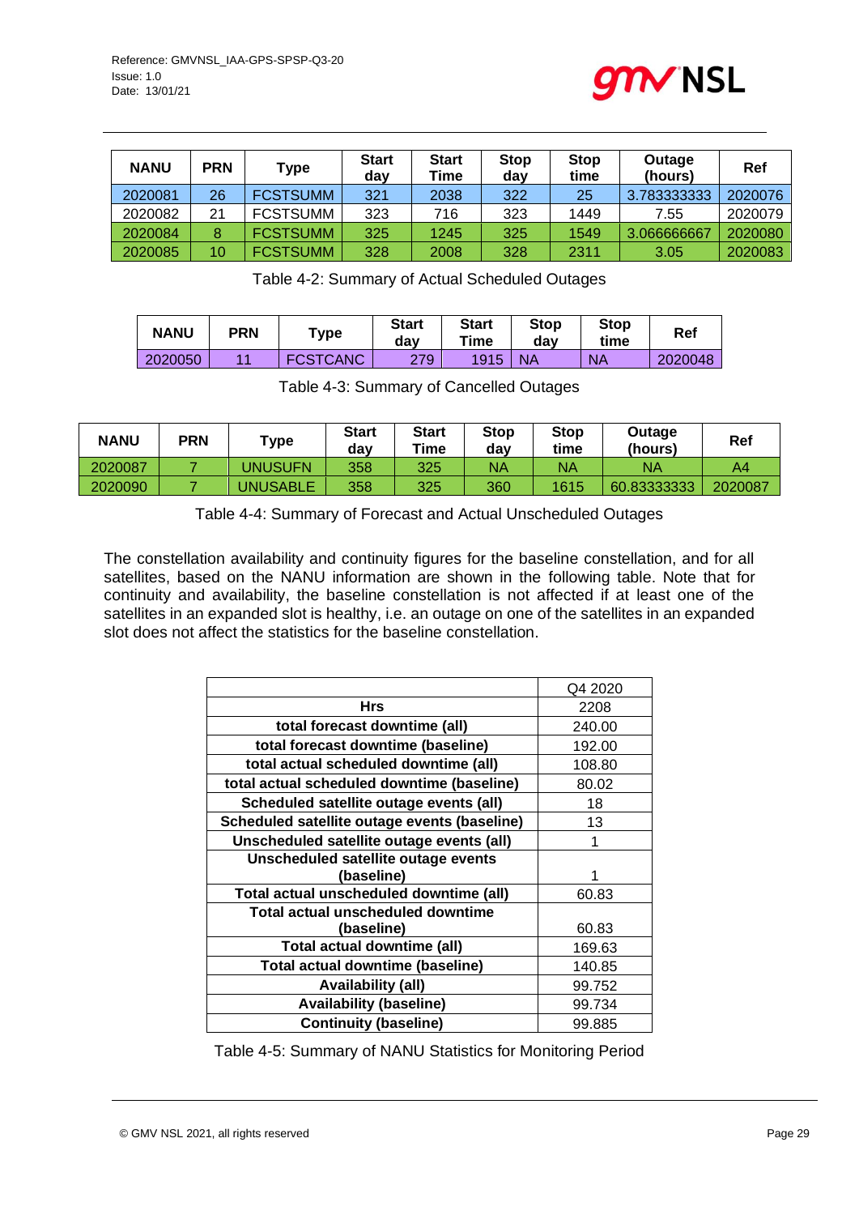| NANU | PRN | Type | Start day | Start Time | Stop day | Stop time | Outage (hours) | Ref |
|---|---|---|---|---|---|---|---|---|
| 2020081 | 26 | FCSTSUMM | 321 | 2038 | 322 | 25 | 3.783333333 | 2020076 |
| 2020082 | 21 | FCSTSUMM | 323 | 716 | 323 | 1449 | 7.55 | 2020079 |
| 2020084 | 8 | FCSTSUMM | 325 | 1245 | 325 | 1549 | 3.066666667 | 2020080 |
| 2020085 | 10 | FCSTSUMM | 328 | 2008 | 328 | 2311 | 3.05 | 2020083 |

Table 4-2: Summary of Actual Scheduled Outages

| NANU | PRN | Type | Start day | Start Time | Stop day | Stop time | Ref |
|---|---|---|---|---|---|---|---|
| 2020050 | 11 | FCSTCANC | 279 | 1915 | NA | NA | 2020048 |

Table 4-3: Summary of Cancelled Outages

| NANU | PRN | Type | Start day | Start Time | Stop day | Stop time | Outage (hours) | Ref |
|---|---|---|---|---|---|---|---|---|
| 2020087 | 7 | UNUSUFN | 358 | 325 | NA | NA | NA | A4 |
| 2020090 | 7 | UNUSABLE | 358 | 325 | 360 | 1615 | 60.83333333 | 2020087 |

Table 4-4: Summary of Forecast and Actual Unscheduled Outages

The constellation availability and continuity figures for the baseline constellation, and for all satellites, based on the NANU information are shown in the following table. Note that for continuity and availability, the baseline constellation is not affected if at least one of the satellites in an expanded slot is healthy, i.e. an outage on one of the satellites in an expanded slot does not affect the statistics for the baseline constellation.

| | Q4 2020 |
|---|---|
| **Hrs** | 2208 |
| **total forecast downtime (all)** | 240.00 |
| **total forecast downtime (baseline)** | 192.00 |
| **total actual scheduled downtime (all)** | 108.80 |
| **total actual scheduled downtime (baseline)** | 80.02 |
| **Scheduled satellite outage events (all)** | 18 |
| **Scheduled satellite outage events (baseline)** | 13 |
| **Unscheduled satellite outage events (all)** | 1 |
| **Unscheduled satellite outage events (baseline)** | 1 |
| **Total actual unscheduled downtime (all)** | 60.83 |
| **Total actual unscheduled downtime (baseline)** | 60.83 |
| **Total actual downtime (all)** | 169.63 |
| **Total actual downtime (baseline)** | 140.85 |
| **Availability (all)** | 99.752 |
| **Availability (baseline)** | 99.734 |
| **Continuity (baseline)** | 99.885 |

Table 4-5: Summary of NANU Statistics for Monitoring Period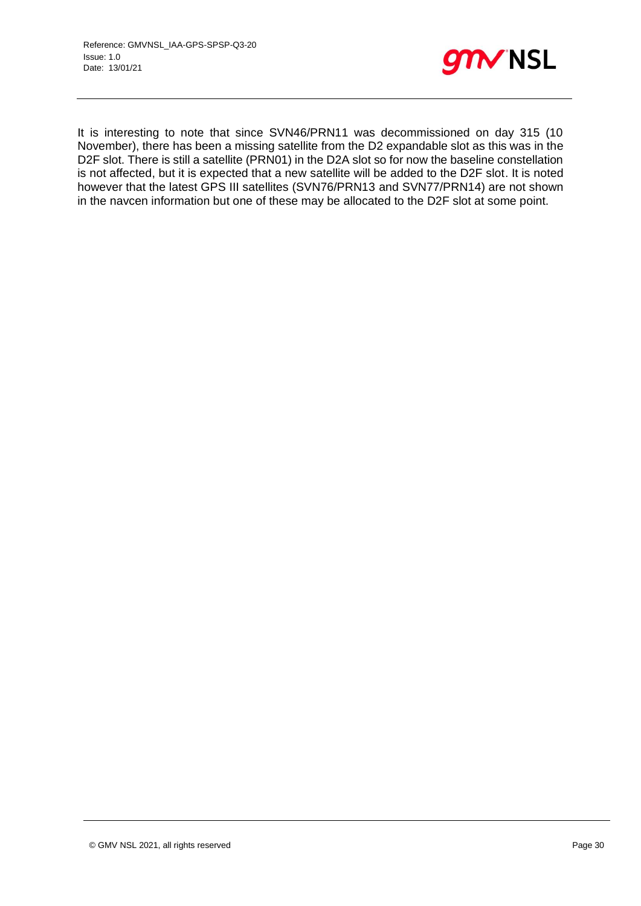It is interesting to note that since SVN46/PRN11 was decommissioned on day 315 (10 November), there has been a missing satellite from the D2 expandable slot as this was in the D2F slot. There is still a satellite (PRN01) in the D2A slot so for now the baseline constellation is not affected, but it is expected that a new satellite will be added to the D2F slot. It is noted however that the latest GPS III satellites (SVN76/PRN13 and SVN77/PRN14) are not shown in the navcen information but one of these may be allocated to the D2F slot at some point.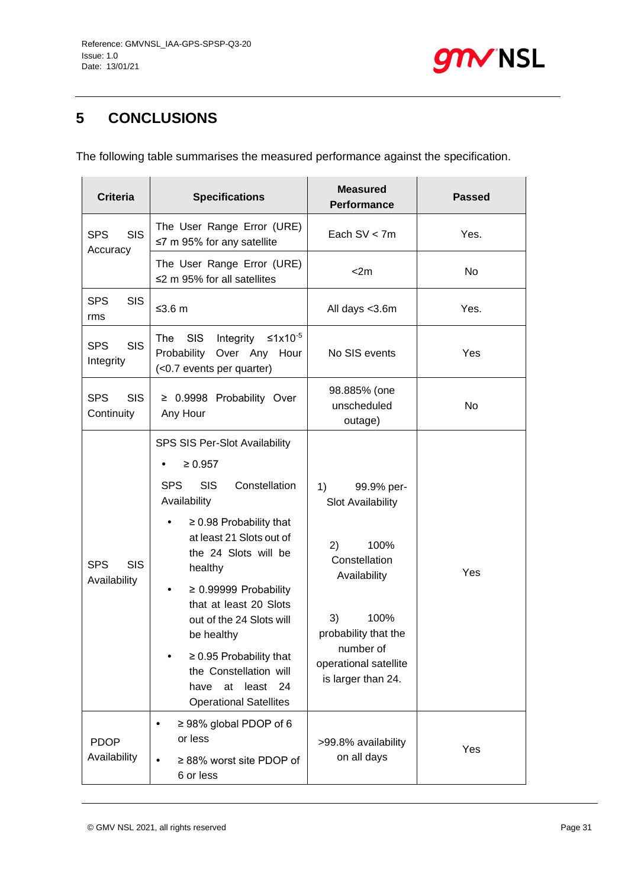# 5 CONCLUSIONS

The following table summarises the measured performance against the specification.

| Criteria | Specifications | Measured Performance | Passed |
|---|---|---|---|
| SPS SIS Accuracy | The User Range Error (URE) ≤7 m 95% for any satellite | Each SV < 7m | Yes. |
| | The User Range Error (URE) ≤2 m 95% for all satellites | <2m | No |
| SPS SIS rms | ≤3.6 m | All days <3.6m | Yes. |
| SPS SIS Integrity | The SIS Integrity ≤$1x10^{-5}$ Probability Over Any Hour (<0.7 events per quarter) | No SIS events | Yes |
| SPS SIS Continuity | ≥ 0.9998 Probability Over Any Hour | 98.885% (one unscheduled outage) | No |
| SPS SIS Availability | SPS SIS Per-Slot Availability<br>• ≥ 0.957<br>SPS SIS Constellation Availability<br>• ≥ 0.98 Probability that at least 21 Slots out of the 24 Slots will be healthy<br>• ≥ 0.99999 Probability that at least 20 Slots out of the 24 Slots will be healthy<br>• ≥ 0.95 Probability that the Constellation will have at least 24 Operational Satellites | 1) 99.9% per-Slot Availability<br>2) 100% Constellation Availability<br>3) 100% probability that the number of operational satellite is larger than 24. | Yes |
| PDOP Availability | • ≥ 98% global PDOP of 6 or less<br>• ≥ 88% worst site PDOP of 6 or less | >99.8% availability on all days | Yes |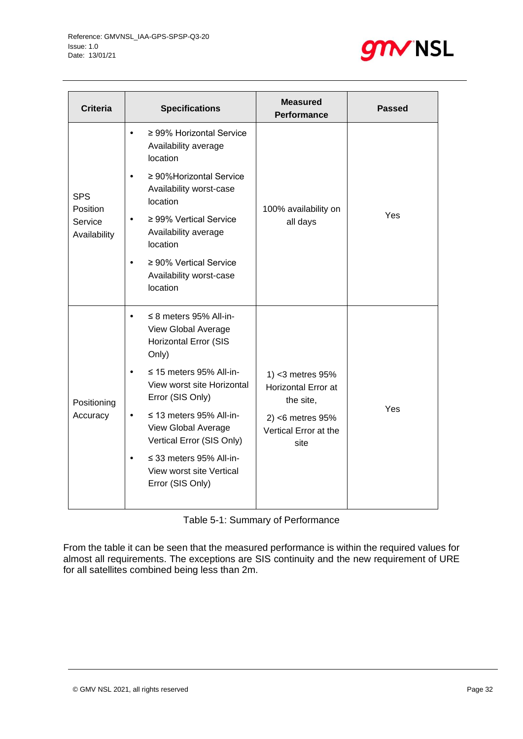| Criteria | Specifications | Measured Performance | Passed |
|---|---|---|---|
| SPS Position Service Availability | • ≥ 99% Horizontal Service Availability average location<br>• ≥ 90%Horizontal Service Availability worst-case location<br>• ≥ 99% Vertical Service Availability average location<br>• ≥ 90% Vertical Service Availability worst-case location | 100% availability on all days | Yes |
| Positioning Accuracy | • ≤ 8 meters 95% All-in-View Global Average Horizontal Error (SIS Only)<br>• ≤ 15 meters 95% All-in-View worst site Horizontal Error (SIS Only)<br>• ≤ 13 meters 95% All-in-View Global Average Vertical Error (SIS Only)<br>• ≤ 33 meters 95% All-in-View worst site Vertical Error (SIS Only) | 1) <3 metres 95% Horizontal Error at the site,<br>2) <6 metres 95% Vertical Error at the site | Yes |

Table 5-1: Summary of Performance

From the table it can be seen that the measured performance is within the required values for almost all requirements. The exceptions are SIS continuity and the new requirement of URE for all satellites combined being less than 2m.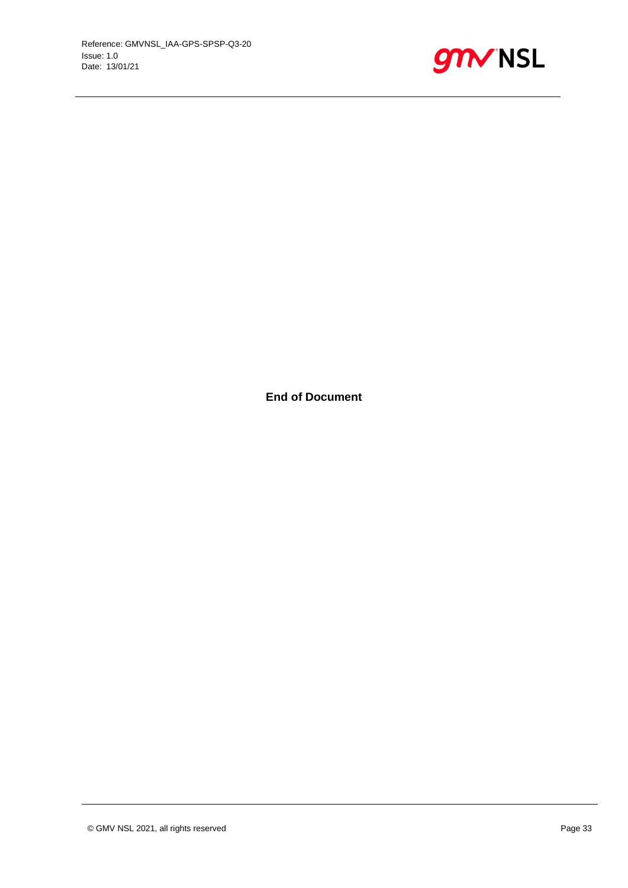**End of Document**